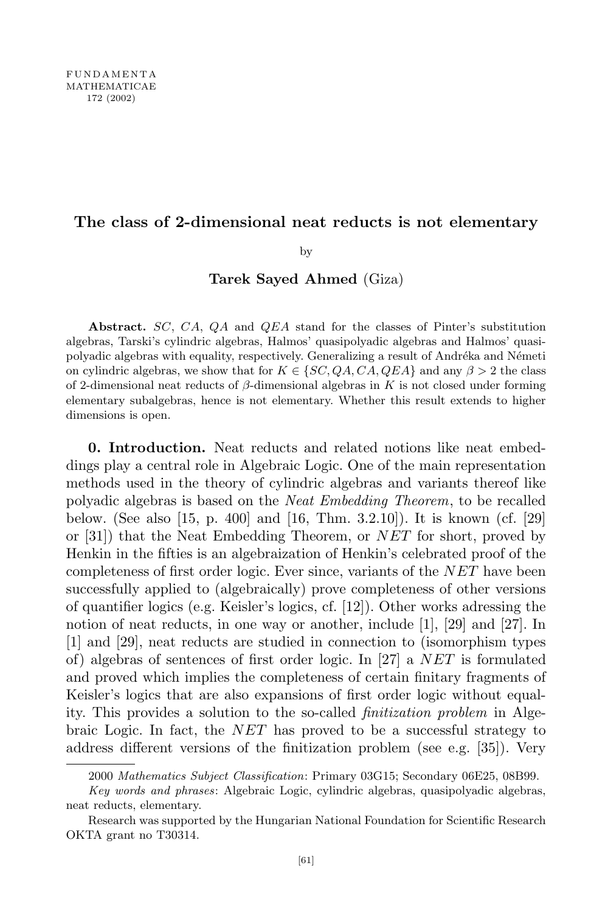FUNDAMENTA
MATHEMATICAE
172 (2002)

# The class of 2-dimensional neat reducts is not elementary

by

**Tarek Sayed Ahmed** (Giza)

**Abstract.** $SC$, $CA$, $QA$ and $QEA$ stand for the classes of Pinter's substitution algebras, Tarski's cylindric algebras, Halmos' quasipolyadic algebras and Halmos' quasipolyadic algebras with equality, respectively. Generalizing a result of Andréka and Németi on cylindric algebras, we show that for $K \in \{SC, QA, CA, QEA\}$ and any $\beta > 2$ the class of 2-dimensional neat reducts of $\beta$-dimensional algebras in $K$ is not closed under forming elementary subalgebras, hence is not elementary. Whether this result extends to higher dimensions is open.

**0. Introduction.** Neat reducts and related notions like neat embeddings play a central role in Algebraic Logic. One of the main representation methods used in the theory of cylindric algebras and variants thereof like polyadic algebras is based on the *Neat Embedding Theorem*, to be recalled below. (See also [15, p. 400] and [16, Thm. 3.2.10]). It is known (cf. [29] or [31]) that the Neat Embedding Theorem, or $NET$ for short, proved by Henkin in the fifties is an algebraization of Henkin's celebrated proof of the completeness of first order logic. Ever since, variants of the $NET$ have been successfully applied to (algebraically) prove completeness of other versions of quantifier logics (e.g. Keisler's logics, cf. [12]). Other works adressing the notion of neat reducts, in one way or another, include [1], [29] and [27]. In [1] and [29], neat reducts are studied in connection to (isomorphism types of) algebras of sentences of first order logic. In [27] a $NET$ is formulated and proved which implies the completeness of certain finitary fragments of Keisler's logics that are also expansions of first order logic without equality. This provides a solution to the so-called *finitization problem* in Algebraic Logic. In fact, the $NET$ has proved to be a successful strategy to address different versions of the finitization problem (see e.g. [35]). Very

2000 *Mathematics Subject Classification*: Primary 03G15; Secondary 06E25, 08B99.

*Key words and phrases*: Algebraic Logic, cylindric algebras, quasipolyadic algebras, neat reducts, elementary.

Research was supported by the Hungarian National Foundation for Scientific Research OKTA grant no T30314.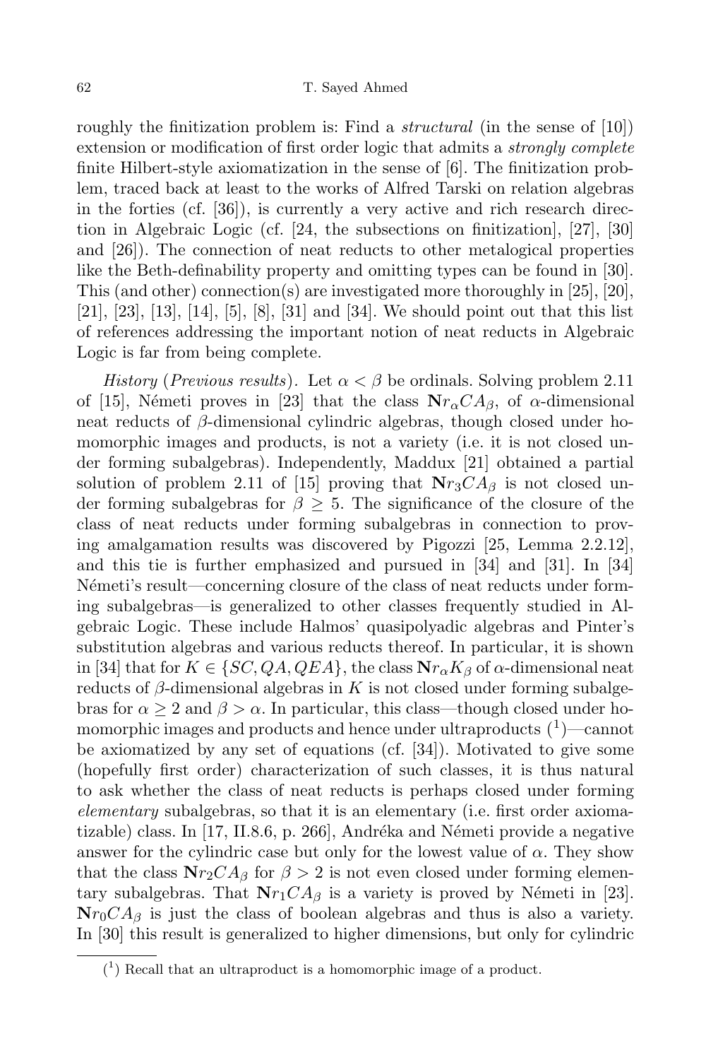roughly the finitization problem is: Find a *structural* (in the sense of [10]) extension or modification of first order logic that admits a *strongly complete* finite Hilbert-style axiomatization in the sense of [6]. The finitization problem, traced back at least to the works of Alfred Tarski on relation algebras in the forties (cf. [36]), is currently a very active and rich research direction in Algebraic Logic (cf. [24, the subsections on finitization], [27], [30] and [26]). The connection of neat reducts to other metalogical properties like the Beth-definability property and omitting types can be found in [30]. This (and other) connection(s) are investigated more thoroughly in [25], [20], [21], [23], [13], [14], [5], [8], [31] and [34]. We should point out that this list of references addressing the important notion of neat reducts in Algebraic Logic is far from being complete.

*History* (*Previous results*). Let $\alpha < \beta$ be ordinals. Solving problem 2.11 of [15], Németi proves in [23] that the class $\mathbf{Nr}_\alpha CA_\beta$, of $\alpha$-dimensional neat reducts of $\beta$-dimensional cylindric algebras, though closed under homomorphic images and products, is not a variety (i.e. it is not closed under forming subalgebras). Independently, Maddux [21] obtained a partial solution of problem 2.11 of [15] proving that $\mathbf{Nr}_3 CA_\beta$ is not closed under forming subalgebras for $\beta \geq 5$. The significance of the closure of the class of neat reducts under forming subalgebras in connection to proving amalgamation results was discovered by Pigozzi [25, Lemma 2.2.12], and this tie is further emphasized and pursued in [34] and [31]. In [34] Németi's result—concerning closure of the class of neat reducts under forming subalgebras—is generalized to other classes frequently studied in Algebraic Logic. These include Halmos' quasipolyadic algebras and Pinter's substitution algebras and various reducts thereof. In particular, it is shown in [34] that for $K \in \{SC, QA, QEA\}$, the class $\mathbf{Nr}_\alpha K_\beta$ of $\alpha$-dimensional neat reducts of $\beta$-dimensional algebras in $K$ is not closed under forming subalgebras for $\alpha \geq 2$ and $\beta > \alpha$. In particular, this class—though closed under homomorphic images and products and hence under ultraproducts [1]—cannot be axiomatized by any set of equations (cf. [34]). Motivated to give some (hopefully first order) characterization of such classes, it is thus natural to ask whether the class of neat reducts is perhaps closed under forming *elementary* subalgebras, so that it is an elementary (i.e. first order axiomatizable) class. In [17, II.8.6, p. 266], Andréka and Németi provide a negative answer for the cylindric case but only for the lowest value of $\alpha$. They show that the class $\mathbf{Nr}_2 CA_\beta$ for $\beta > 2$ is not even closed under forming elementary subalgebras. That $\mathbf{Nr}_1 CA_\beta$ is a variety is proved by Németi in [23]. $\mathbf{Nr}_0 CA_\beta$ is just the class of boolean algebras and thus is also a variety. In [30] this result is generalized to higher dimensions, but only for cylindric

[1] Recall that an ultraproduct is a homomorphic image of a product.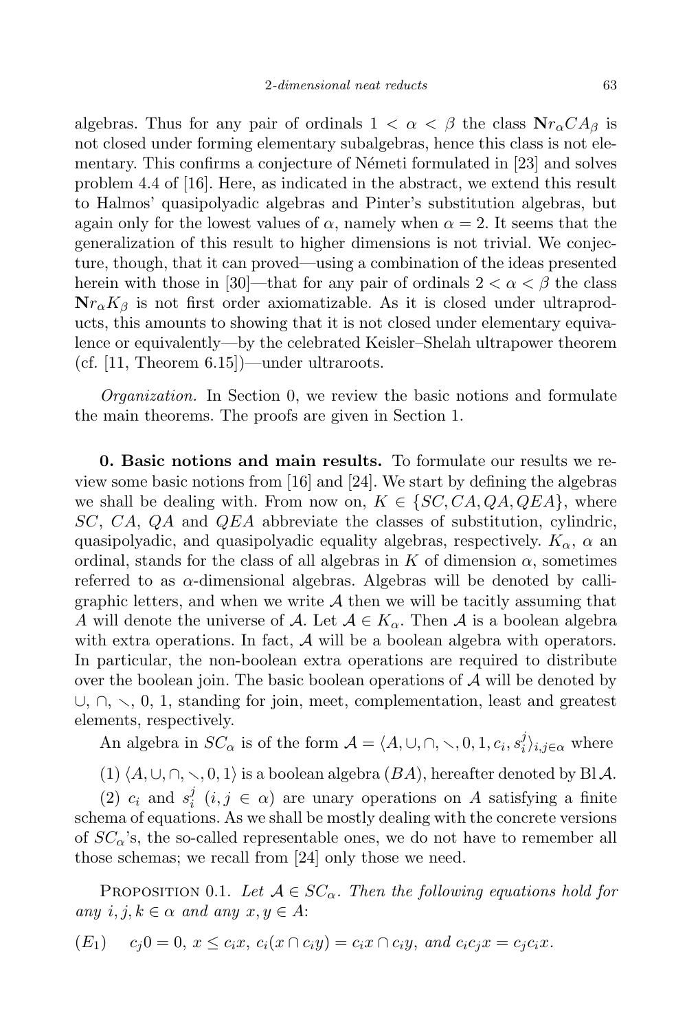algebras. Thus for any pair of ordinals $1 < \alpha < \beta$ the class $\mathbf{Nr}_\alpha CA_\beta$ is not closed under forming elementary subalgebras, hence this class is not elementary. This confirms a conjecture of Németi formulated in [23] and solves problem 4.4 of [16]. Here, as indicated in the abstract, we extend this result to Halmos' quasipolyadic algebras and Pinter's substitution algebras, but again only for the lowest values of $\alpha$, namely when $\alpha = 2$. It seems that the generalization of this result to higher dimensions is not trivial. We conjecture, though, that it can proved—using a combination of the ideas presented herein with those in [30]—that for any pair of ordinals $2 < \alpha < \beta$ the class $\mathbf{Nr}_\alpha K_\beta$ is not first order axiomatizable. As it is closed under ultraproducts, this amounts to showing that it is not closed under elementary equivalence or equivalently—by the celebrated Keisler–Shelah ultrapower theorem (cf. [11, Theorem 6.15])—under ultraroots.

*Organization.* In Section 0, we review the basic notions and formulate the main theorems. The proofs are given in Section 1.

**0. Basic notions and main results.** To formulate our results we review some basic notions from [16] and [24]. We start by defining the algebras we shall be dealing with. From now on, $K \in \{SC, CA, QA, QEA\}$, where $SC$, $CA$, $QA$ and $QEA$ abbreviate the classes of substitution, cylindric, quasipolyadic, and quasipolyadic equality algebras, respectively. $K_\alpha$, $\alpha$ an ordinal, stands for the class of all algebras in $K$ of dimension $\alpha$, sometimes referred to as $\alpha$-dimensional algebras. Algebras will be denoted by calligraphic letters, and when we write $\mathcal{A}$ then we will be tacitly assuming that $A$ will denote the universe of $\mathcal{A}$. Let $\mathcal{A} \in K_\alpha$. Then $\mathcal{A}$ is a boolean algebra with extra operations. In fact, $\mathcal{A}$ will be a boolean algebra with operators. In particular, the non-boolean extra operations are required to distribute over the boolean join. The basic boolean operations of $\mathcal{A}$ will be denoted by $\cup$, $\cap$, $\smallsetminus$, $0$, $1$, standing for join, meet, complementation, least and greatest elements, respectively.

An algebra in $SC_\alpha$ is of the form $\mathcal{A} = \langle A, \cup, \cap, \smallsetminus, 0, 1, c_i, s_i^j\rangle_{i,j\in\alpha}$ where

(1) $\langle A, \cup, \cap, \smallsetminus, 0, 1\rangle$ is a boolean algebra ($BA$), hereafter denoted by $\mathrm{Bl}\,\mathcal{A}$.

(2) $c_i$ and $s_i^j$ $(i, j \in \alpha)$ are unary operations on $A$ satisfying a finite schema of equations. As we shall be mostly dealing with the concrete versions of $SC_\alpha$'s, the so-called representable ones, we do not have to remember all those schemas; we recall from [24] only those we need.

Proposition 0.1. *Let $\mathcal{A} \in SC_\alpha$. Then the following equations hold for any $i, j, k \in \alpha$ and any $x, y \in A$:*

$(E_1)$ $\quad c_j 0 = 0$, $x \le c_i x$, $c_i(x \cap c_i y) = c_i x \cap c_i y$, *and* $c_i c_j x = c_j c_i x$.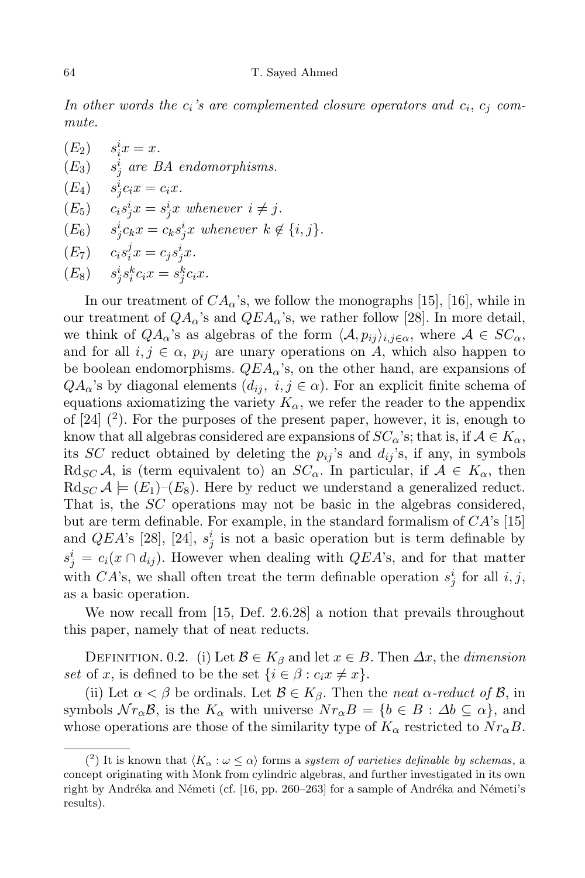*In other words the $c_i$'s are complemented closure operators and $c_i$, $c_j$ commute.*

- $(E_2)$ $s^i_i x = x$.
- $(E_3)$ $s^i_j$ *are BA endomorphisms.*
- $(E_4)$ $s^i_j c_i x = c_i x$.
- $(E_5)$ $c_i s^i_j x = s^i_j x$ *whenever* $i \neq j$.
- $(E_6)$ $s^i_j c_k x = c_k s^i_j x$ *whenever* $k \notin \{i, j\}$.
- $(E_7)$ $c_i s^j_i x = c_j s^i_j x$.
- $(E_8)$ $s^i_j s^k_i c_i x = s^k_j c_i x$.

In our treatment of $CA_\alpha$'s, we follow the monographs [15], [16], while in our treatment of $QA_\alpha$'s and $QEA_\alpha$'s, we rather follow [28]. In more detail, we think of $QA_\alpha$'s as algebras of the form $\langle \mathcal{A}, p_{ij} \rangle_{i,j \in \alpha}$, where $\mathcal{A} \in SC_\alpha$, and for all $i, j \in \alpha$, $p_{ij}$ are unary operations on $A$, which also happen to be boolean endomorphisms. $QEA_\alpha$'s, on the other hand, are expansions of $QA_\alpha$'s by diagonal elements ($d_{ij}$, $i, j \in \alpha$). For an explicit finite schema of equations axiomatizing the variety $K_\alpha$, we refer the reader to the appendix of [24] ([2]). For the purposes of the present paper, however, it is, enough to know that all algebras considered are expansions of $SC_\alpha$'s; that is, if $\mathcal{A} \in K_\alpha$, its $SC$ reduct obtained by deleting the $p_{ij}$'s and $d_{ij}$'s, if any, in symbols $\mathrm{Rd}_{SC}\,\mathcal{A}$, is (term equivalent to) an $SC_\alpha$. In particular, if $\mathcal{A} \in K_\alpha$, then $\mathrm{Rd}_{SC}\,\mathcal{A} \models (E_1)$–$(E_8)$. Here by reduct we understand a generalized reduct. That is, the $SC$ operations may not be basic in the algebras considered, but are term definable. For example, in the standard formalism of $CA$'s [15] and $QEA$'s [28], [24], $s^i_j$ is not a basic operation but is term definable by $s^i_j = c_i(x \cap d_{ij})$. However when dealing with $QEA$'s, and for that matter with $CA$'s, we shall often treat the term definable operation $s^i_j$ for all $i, j$, as a basic operation.

We now recall from [15, Def. 2.6.28] a notion that prevails throughout this paper, namely that of neat reducts.

Definition 0.2. (i) Let $\mathcal{B} \in K_\beta$ and let $x \in B$. Then $\Delta x$, the *dimension set* of $x$, is defined to be the set $\{i \in \beta : c_i x \neq x\}$.

(ii) Let $\alpha < \beta$ be ordinals. Let $\mathcal{B} \in K_\beta$. Then the *neat $\alpha$-reduct of* $\mathcal{B}$, in symbols $\mathcal{N}r_\alpha \mathcal{B}$, is the $K_\alpha$ with universe $Nr_\alpha B = \{b \in B : \Delta b \subseteq \alpha\}$, and whose operations are those of the similarity type of $K_\alpha$ restricted to $Nr_\alpha B$.

---

([2]) It is known that $\langle K_\alpha : \omega \leq \alpha \rangle$ forms a *system of varieties definable by schemas*, a concept originating with Monk from cylindric algebras, and further investigated in its own right by Andréka and Németi (cf. [16, pp. 260–263] for a sample of Andréka and Németi's results).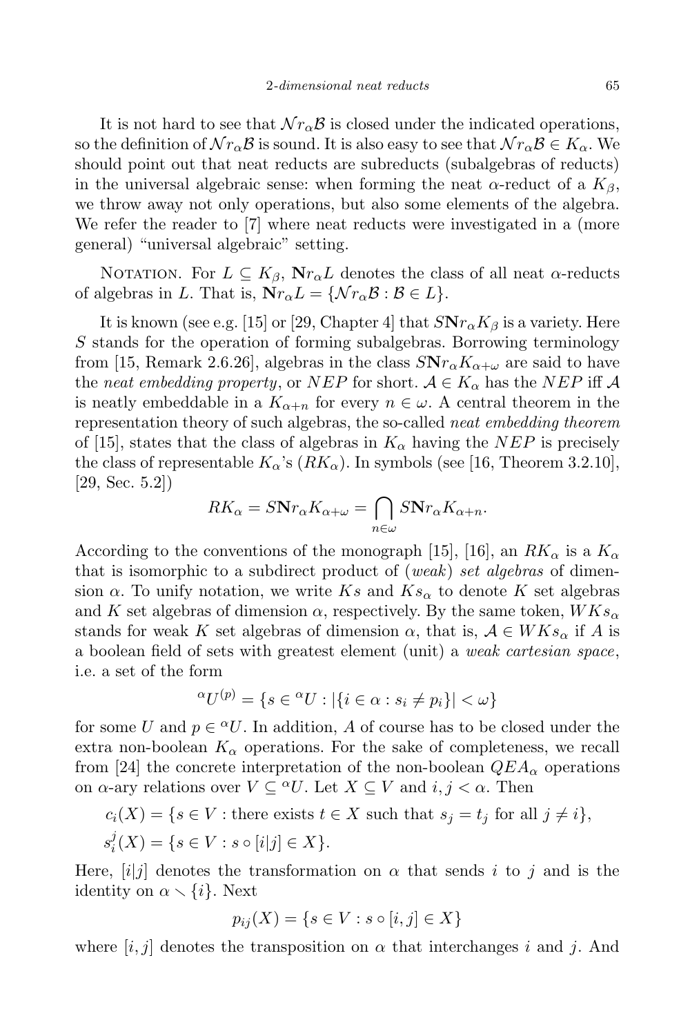It is not hard to see that $\mathcal{N}r_\alpha\mathcal{B}$ is closed under the indicated operations, so the definition of $\mathcal{N}r_\alpha\mathcal{B}$ is sound. It is also easy to see that $\mathcal{N}r_\alpha\mathcal{B} \in K_\alpha$. We should point out that neat reducts are subreducts (subalgebras of reducts) in the universal algebraic sense: when forming the neat $\alpha$-reduct of a $K_\beta$, we throw away not only operations, but also some elements of the algebra. We refer the reader to [7] where neat reducts were investigated in a (more general) "universal algebraic" setting.

Notation. For $L \subseteq K_\beta$, $\mathbf{N}r_\alpha L$ denotes the class of all neat $\alpha$-reducts of algebras in $L$. That is, $\mathbf{N}r_\alpha L = \{\mathcal{N}r_\alpha\mathcal{B} : \mathcal{B} \in L\}$.

It is known (see e.g. [15] or [29, Chapter 4] that $S\mathbf{N}r_\alpha K_\beta$ is a variety. Here $S$ stands for the operation of forming subalgebras. Borrowing terminology from [15, Remark 2.6.26], algebras in the class $S\mathbf{N}r_\alpha K_{\alpha+\omega}$ are said to have the *neat embedding property*, or $NEP$ for short. $\mathcal{A} \in K_\alpha$ has the $NEP$ iff $\mathcal{A}$ is neatly embeddable in a $K_{\alpha+n}$ for every $n \in \omega$. A central theorem in the representation theory of such algebras, the so-called *neat embedding theorem* of [15], states that the class of algebras in $K_\alpha$ having the $NEP$ is precisely the class of representable $K_\alpha$'s ($RK_\alpha$). In symbols (see [16, Theorem 3.2.10], [29, Sec. 5.2])

$$RK_\alpha = S\mathbf{N}r_\alpha K_{\alpha+\omega} = \bigcap_{n\in\omega} S\mathbf{N}r_\alpha K_{\alpha+n}.$$

According to the conventions of the monograph [15], [16], an $RK_\alpha$ is a $K_\alpha$ that is isomorphic to a subdirect product of (*weak*) *set algebras* of dimension $\alpha$. To unify notation, we write $Ks$ and $Ks_\alpha$ to denote $K$ set algebras and $K$ set algebras of dimension $\alpha$, respectively. By the same token, $WKs_\alpha$ stands for weak $K$ set algebras of dimension $\alpha$, that is, $\mathcal{A} \in WKs_\alpha$ if $A$ is a boolean field of sets with greatest element (unit) a *weak cartesian space*, i.e. a set of the form

$${}^\alpha U^{(p)} = \{s \in {}^\alpha U : |\{i \in \alpha : s_i \neq p_i\}| < \omega\}$$

for some $U$ and $p \in {}^\alpha U$. In addition, $A$ of course has to be closed under the extra non-boolean $K_\alpha$ operations. For the sake of completeness, we recall from [24] the concrete interpretation of the non-boolean $QEA_\alpha$ operations on $\alpha$-ary relations over $V \subseteq {}^\alpha U$. Let $X \subseteq V$ and $i, j < \alpha$. Then

$$c_i(X) = \{s \in V : \text{there exists } t \in X \text{ such that } s_j = t_j \text{ for all } j \neq i\},$$
$$s_i^j(X) = \{s \in V : s \circ [i|j] \in X\}.$$

Here, $[i|j]$ denotes the transformation on $\alpha$ that sends $i$ to $j$ and is the identity on $\alpha \smallsetminus \{i\}$. Next

$$p_{ij}(X) = \{s \in V : s \circ [i, j] \in X\}$$

where $[i, j]$ denotes the transposition on $\alpha$ that interchanges $i$ and $j$. And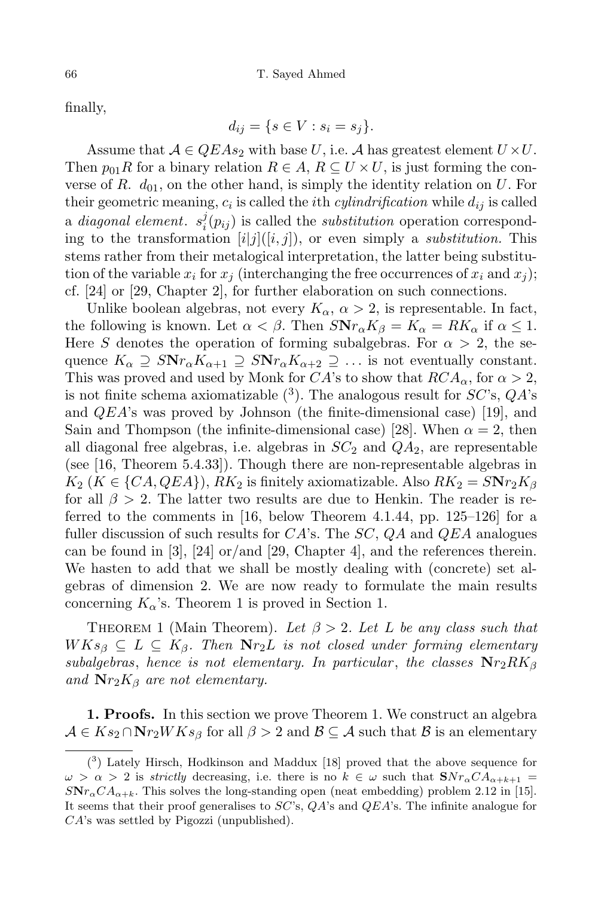finally,

$$d_{ij} = \{s \in V : s_i = s_j\}.$$

Assume that $\mathcal{A} \in QEAs_2$ with base $U$, i.e. $\mathcal{A}$ has greatest element $U \times U$. Then $p_{01}R$ for a binary relation $R \in A$, $R \subseteq U \times U$, is just forming the converse of $R$. $d_{01}$, on the other hand, is simply the identity relation on $U$. For their geometric meaning, $c_i$ is called the $i$th *cylindrification* while $d_{ij}$ is called a *diagonal element*. $s_i^j(p_{ij})$ is called the *substitution* operation corresponding to the transformation $[i|j]([i,j])$, or even simply a *substitution.* This stems rather from their metalogical interpretation, the latter being substitution of the variable $x_i$ for $x_j$ (interchanging the free occurrences of $x_i$ and $x_j$); cf. [24] or [29, Chapter 2], for further elaboration on such connections.

Unlike boolean algebras, not every $K_\alpha$, $\alpha > 2$, is representable. In fact, the following is known. Let $\alpha < \beta$. Then $S\mathbf{N}r_\alpha K_\beta = K_\alpha = RK_\alpha$ if $\alpha \leq 1$. Here $S$ denotes the operation of forming subalgebras. For $\alpha > 2$, the sequence $K_\alpha \supseteq S\mathbf{N}r_\alpha K_{\alpha+1} \supseteq S\mathbf{N}r_\alpha K_{\alpha+2} \supseteq \ldots$ is not eventually constant. This was proved and used by Monk for $CA$'s to show that $RCA_\alpha$, for $\alpha > 2$, is not finite schema axiomatizable ([3]). The analogous result for $SC$'s, $QA$'s and $QEA$'s was proved by Johnson (the finite-dimensional case) [19], and Sain and Thompson (the infinite-dimensional case) [28]. When $\alpha = 2$, then all diagonal free algebras, i.e. algebras in $SC_2$ and $QA_2$, are representable (see [16, Theorem 5.4.33]). Though there are non-representable algebras in $K_2$ ($K \in \{CA, QEA\}$), $RK_2$ is finitely axiomatizable. Also $RK_2 = S\mathbf{N}r_2 K_\beta$ for all $\beta > 2$. The latter two results are due to Henkin. The reader is referred to the comments in [16, below Theorem 4.1.44, pp. 125–126] for a fuller discussion of such results for $CA$'s. The $SC$, $QA$ and $QEA$ analogues can be found in [3], [24] or/and [29, Chapter 4], and the references therein. We hasten to add that we shall be mostly dealing with (concrete) set algebras of dimension 2. We are now ready to formulate the main results concerning $K_\alpha$'s. Theorem 1 is proved in Section 1.

THEOREM 1 (Main Theorem). *Let $\beta > 2$. Let $L$ be any class such that $WKs_\beta \subseteq L \subseteq K_\beta$. Then $\mathbf{N}r_2 L$ is not closed under forming elementary subalgebras, hence is not elementary. In particular, the classes $\mathbf{N}r_2 RK_\beta$ and $\mathbf{N}r_2 K_\beta$ are not elementary.*

**1. Proofs.** In this section we prove Theorem 1. We construct an algebra $\mathcal{A} \in Ks_2 \cap \mathbf{N}r_2 WKs_\beta$ for all $\beta > 2$ and $\mathcal{B} \subseteq \mathcal{A}$ such that $\mathcal{B}$ is an elementary

---

([3]) Lately Hirsch, Hodkinson and Maddux [18] proved that the above sequence for $\omega > \alpha > 2$ is *strictly* decreasing, i.e. there is no $k \in \omega$ such that $\mathbf{S}Nr_\alpha CA_{\alpha+k+1} = S\mathbf{N}r_\alpha CA_{\alpha+k}$. This solves the long-standing open (neat embedding) problem 2.12 in [15]. It seems that their proof generalises to $SC$'s, $QA$'s and $QEA$'s. The infinite analogue for $CA$'s was settled by Pigozzi (unpublished).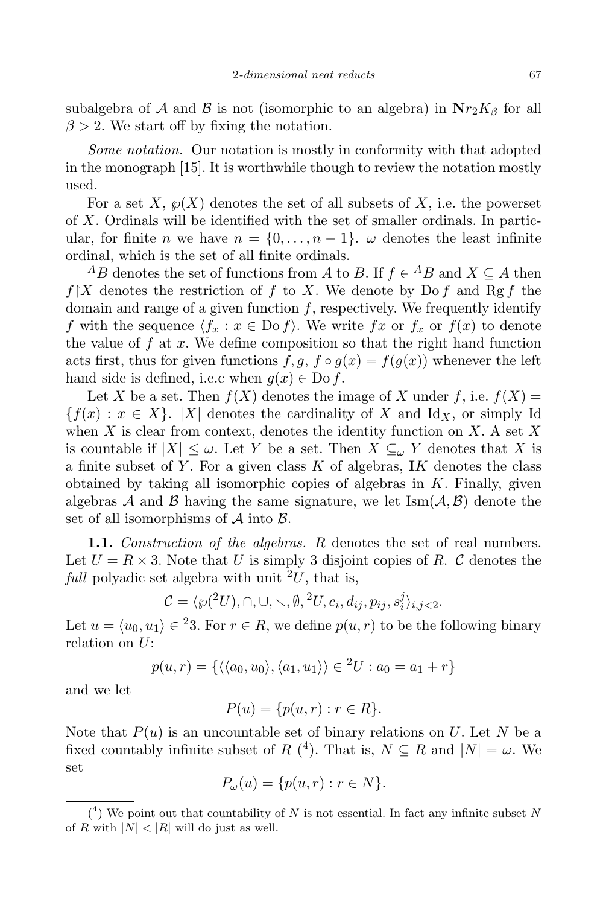subalgebra of $\mathcal{A}$ and $\mathcal{B}$ is not (isomorphic to an algebra) in $\mathbf{Nr}_2 K_\beta$ for all $\beta > 2$. We start off by fixing the notation.

*Some notation.* Our notation is mostly in conformity with that adopted in the monograph [15]. It is worthwhile though to review the notation mostly used.

For a set $X$, $\wp(X)$ denotes the set of all subsets of $X$, i.e. the powerset of $X$. Ordinals will be identified with the set of smaller ordinals. In particular, for finite $n$ we have $n = \{0, \ldots, n-1\}$. $\omega$ denotes the least infinite ordinal, which is the set of all finite ordinals.

${}^A B$ denotes the set of functions from $A$ to $B$. If $f \in {}^A B$ and $X \subseteq A$ then $f{\restriction}X$ denotes the restriction of $f$ to $X$. We denote by $\operatorname{Do} f$ and $\operatorname{Rg} f$ the domain and range of a given function $f$, respectively. We frequently identify $f$ with the sequence $\langle f_x : x \in \operatorname{Do} f\rangle$. We write $fx$ or $f_x$ or $f(x)$ to denote the value of $f$ at $x$. We define composition so that the right hand function acts first, thus for given functions $f, g$, $f \circ g(x) = f(g(x))$ whenever the left hand side is defined, i.e.c when $g(x) \in \operatorname{Do} f$.

Let $X$ be a set. Then $f(X)$ denotes the image of $X$ under $f$, i.e. $f(X) = \{f(x) : x \in X\}$. $|X|$ denotes the cardinality of $X$ and $\operatorname{Id}_X$, or simply $\operatorname{Id}$ when $X$ is clear from context, denotes the identity function on $X$. A set $X$ is countable if $|X| \leq \omega$. Let $Y$ be a set. Then $X \subseteq_\omega Y$ denotes that $X$ is a finite subset of $Y$. For a given class $K$ of algebras, $\mathbf{I}K$ denotes the class obtained by taking all isomorphic copies of algebras in $K$. Finally, given algebras $\mathcal{A}$ and $\mathcal{B}$ having the same signature, we let $\operatorname{Ism}(\mathcal{A}, \mathcal{B})$ denote the set of all isomorphisms of $\mathcal{A}$ into $\mathcal{B}$.

**1.1.** *Construction of the algebras.* $R$ denotes the set of real numbers. Let $U = R \times 3$. Note that $U$ is simply 3 disjoint copies of $R$. $\mathcal{C}$ denotes the *full* polyadic set algebra with unit ${}^2U$, that is,

$$\mathcal{C} = \langle \wp({}^2U), \cap, \cup, \smallsetminus, \emptyset, {}^2U, c_i, d_{ij}, p_{ij}, s_i^j \rangle_{i,j<2}.$$

Let $u = \langle u_0, u_1 \rangle \in {}^2 3$. For $r \in R$, we define $p(u, r)$ to be the following binary relation on $U$:

$$p(u, r) = \{\langle \langle a_0, u_0\rangle, \langle a_1, u_1\rangle\rangle \in {}^2U : a_0 = a_1 + r\}$$

and we let

$$P(u) = \{p(u, r) : r \in R\}.$$

Note that $P(u)$ is an uncountable set of binary relations on $U$. Let $N$ be a fixed countably infinite subset of $R$ [4]. That is, $N \subseteq R$ and $|N| = \omega$. We set

$$P_\omega(u) = \{p(u, r) : r \in N\}.$$

---

[4] We point out that countability of $N$ is not essential. In fact any infinite subset $N$ of $R$ with $|N| < |R|$ will do just as well.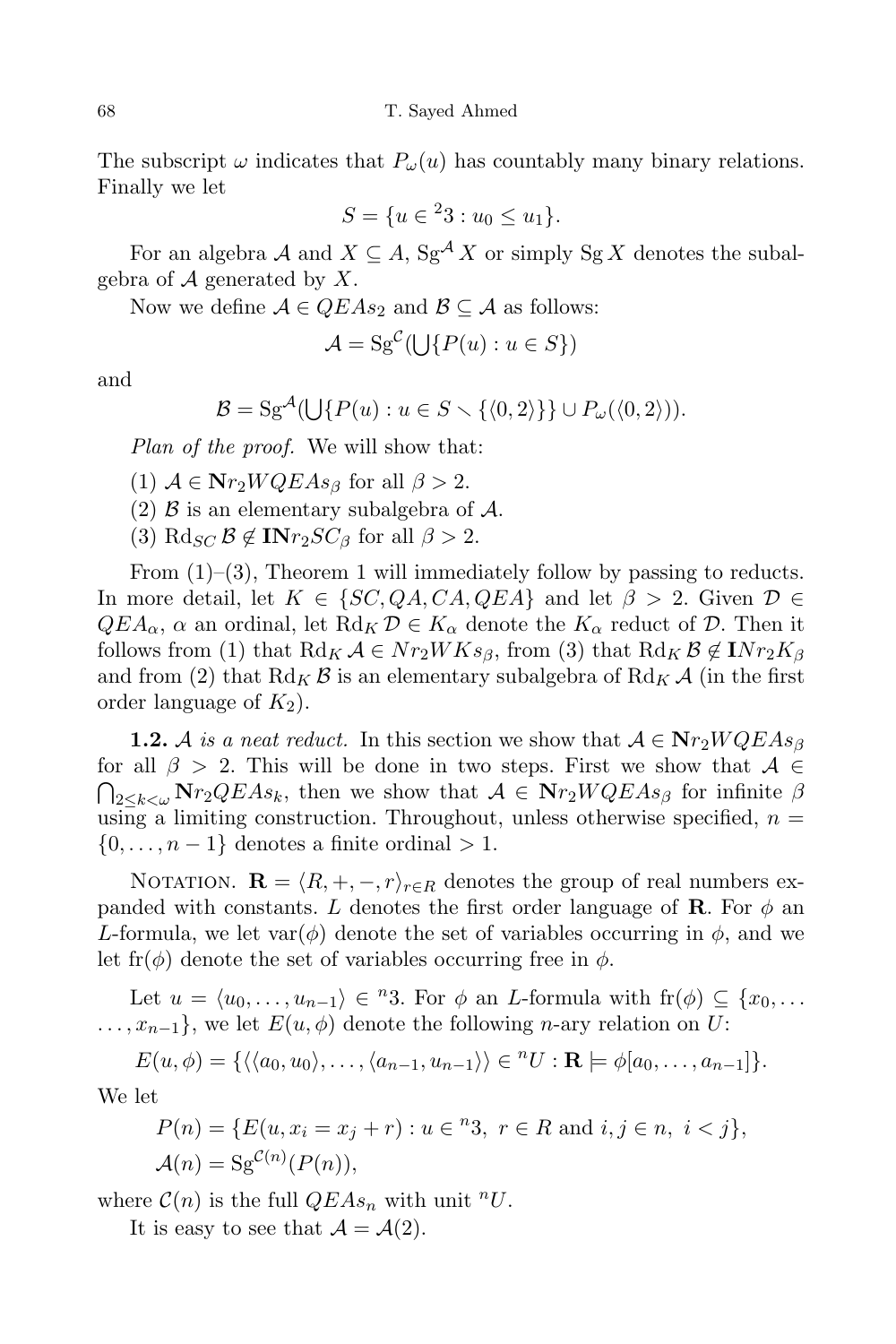The subscript $\omega$ indicates that $P_\omega(u)$ has countably many binary relations. Finally we let

$$S = \{u \in {}^2 3 : u_0 \le u_1\}.$$

For an algebra $\mathcal{A}$ and $X \subseteq A$, $\mathrm{Sg}^{\mathcal{A}} X$ or simply $\mathrm{Sg}\, X$ denotes the subalgebra of $\mathcal{A}$ generated by $X$.

Now we define $\mathcal{A} \in QEAs_2$ and $\mathcal{B} \subseteq \mathcal{A}$ as follows:

$$\mathcal{A} = \mathrm{Sg}^{\mathcal{C}}(\bigcup\{P(u) : u \in S\})$$

and

$$\mathcal{B} = \mathrm{Sg}^{\mathcal{A}}(\bigcup\{P(u) : u \in S \smallsetminus \{\langle 0, 2\rangle\}\} \cup P_\omega(\langle 0, 2\rangle)).$$

*Plan of the proof.* We will show that:

(1) $\mathcal{A} \in \mathbf{N}r_2 WQEAs_\beta$ for all $\beta > 2$.

(2) $\mathcal{B}$ is an elementary subalgebra of $\mathcal{A}$.

(3) $\mathrm{Rd}_{SC}\, \mathcal{B} \notin \mathbf{IN}r_2 SC_\beta$ for all $\beta > 2$.

From (1)–(3), Theorem 1 will immediately follow by passing to reducts. In more detail, let $K \in \{SC, QA, CA, QEA\}$ and let $\beta > 2$. Given $\mathcal{D} \in QEA_\alpha$, $\alpha$ an ordinal, let $\mathrm{Rd}_K\, \mathcal{D} \in K_\alpha$ denote the $K_\alpha$ reduct of $\mathcal{D}$. Then it follows from (1) that $\mathrm{Rd}_K\, \mathcal{A} \in Nr_2 WKs_\beta$, from (3) that $\mathrm{Rd}_K\, \mathcal{B} \notin \mathbf{I}Nr_2 K_\beta$ and from (2) that $\mathrm{Rd}_K\, \mathcal{B}$ is an elementary subalgebra of $\mathrm{Rd}_K\, \mathcal{A}$ (in the first order language of $K_2$).

**1.2.** *$\mathcal{A}$ is a neat reduct.* In this section we show that $\mathcal{A} \in \mathbf{N}r_2 WQEAs_\beta$ for all $\beta > 2$. This will be done in two steps. First we show that $\mathcal{A} \in \bigcap_{2 \le k < \omega} \mathbf{N}r_2 QEAs_k$, then we show that $\mathcal{A} \in \mathbf{N}r_2 WQEAs_\beta$ for infinite $\beta$ using a limiting construction. Throughout, unless otherwise specified, $n = \{0, \ldots, n-1\}$ denotes a finite ordinal $> 1$.

NOTATION. $\mathbf{R} = \langle R, +, -, r\rangle_{r \in R}$ denotes the group of real numbers expanded with constants. $L$ denotes the first order language of $\mathbf{R}$. For $\phi$ an $L$-formula, we let $\mathrm{var}(\phi)$ denote the set of variables occurring in $\phi$, and we let $\mathrm{fr}(\phi)$ denote the set of variables occurring free in $\phi$.

Let $u = \langle u_0, \ldots, u_{n-1}\rangle \in {}^n 3$. For $\phi$ an $L$-formula with $\mathrm{fr}(\phi) \subseteq \{x_0, \ldots, x_{n-1}\}$, we let $E(u, \phi)$ denote the following $n$-ary relation on $U$:

$$E(u, \phi) = \{\langle\langle a_0, u_0\rangle, \ldots, \langle a_{n-1}, u_{n-1}\rangle\rangle \in {}^n U : \mathbf{R} \models \phi[a_0, \ldots, a_{n-1}]\}.$$

We let

$$P(n) = \{E(u, x_i = x_j + r) : u \in {}^n 3,\ r \in R \text{ and } i, j \in n,\ i < j\},$$
$$\mathcal{A}(n) = \mathrm{Sg}^{\mathcal{C}(n)}(P(n)),$$

where $\mathcal{C}(n)$ is the full $QEAs_n$ with unit ${}^n U$.

It is easy to see that $\mathcal{A} = \mathcal{A}(2)$.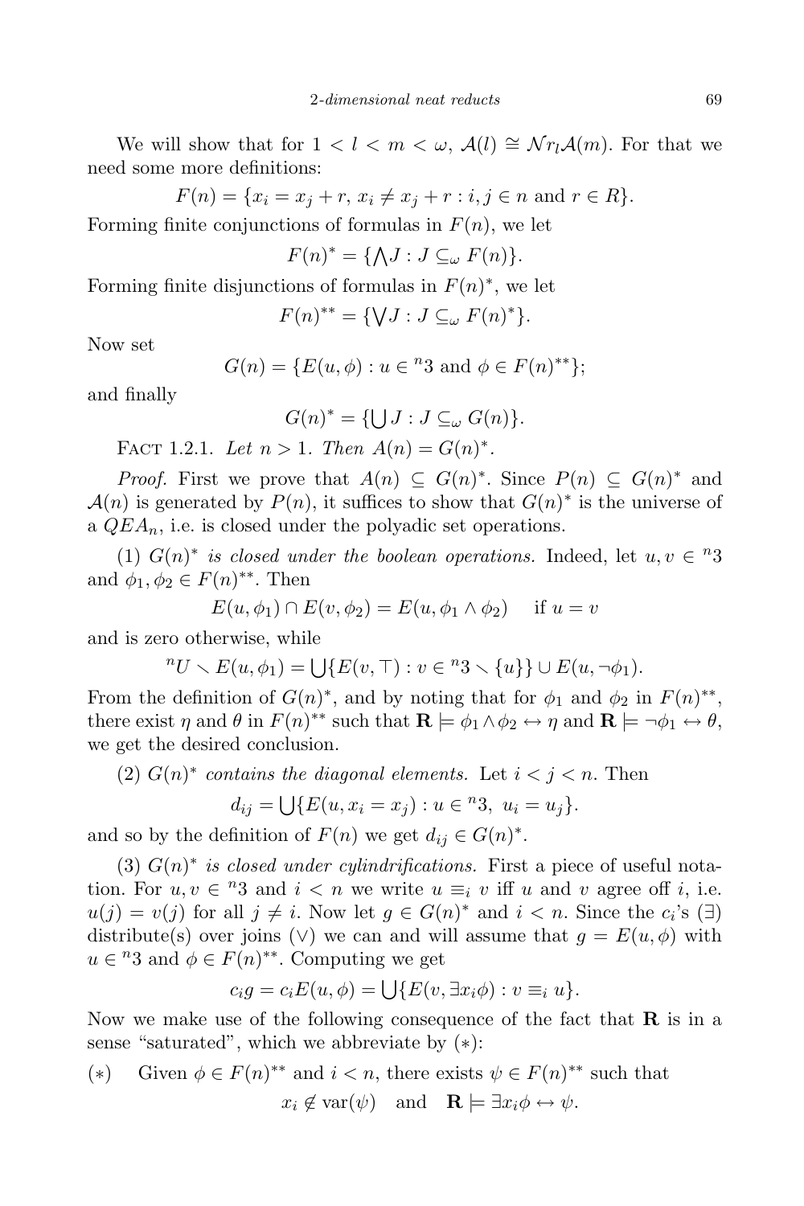We will show that for $1 < l < m < \omega$, $\mathcal{A}(l) \cong \mathcal{N}r_l\mathcal{A}(m)$. For that we need some more definitions:

$$F(n) = \{x_i = x_j + r,\ x_i \neq x_j + r : i, j \in n \text{ and } r \in R\}.$$

Forming finite conjunctions of formulas in $F(n)$, we let

$$F(n)^* = \{\textstyle\bigwedge J : J \subseteq_\omega F(n)\}.$$

Forming finite disjunctions of formulas in $F(n)^*$, we let

$$F(n)^{**} = \{\textstyle\bigvee J : J \subseteq_\omega F(n)^*\}.$$

Now set

$$G(n) = \{E(u, \phi) : u \in {}^n3 \text{ and } \phi \in F(n)^{**}\};$$

and finally

$$G(n)^* = \{\textstyle\bigcup J : J \subseteq_\omega G(n)\}.$$

Fact 1.2.1. *Let $n > 1$. Then $A(n) = G(n)^*$.*

*Proof.* First we prove that $A(n) \subseteq G(n)^*$. Since $P(n) \subseteq G(n)^*$ and $\mathcal{A}(n)$ is generated by $P(n)$, it suffices to show that $G(n)^*$ is the universe of a $QEA_n$, i.e. is closed under the polyadic set operations.

(1) *$G(n)^*$ is closed under the boolean operations.* Indeed, let $u, v \in {}^n3$ and $\phi_1, \phi_2 \in F(n)^{**}$. Then

$$E(u, \phi_1) \cap E(v, \phi_2) = E(u, \phi_1 \wedge \phi_2) \quad \text{if } u = v$$

and is zero otherwise, while

$${}^nU \smallsetminus E(u, \phi_1) = \bigcup\{E(v, \top) : v \in {}^n3 \smallsetminus \{u\}\} \cup E(u, \neg\phi_1).$$

From the definition of $G(n)^*$, and by noting that for $\phi_1$ and $\phi_2$ in $F(n)^{**}$, there exist $\eta$ and $\theta$ in $F(n)^{**}$ such that $\mathbf{R} \models \phi_1 \wedge \phi_2 \leftrightarrow \eta$ and $\mathbf{R} \models \neg\phi_1 \leftrightarrow \theta$, we get the desired conclusion.

(2) *$G(n)^*$ contains the diagonal elements.* Let $i < j < n$. Then

$$d_{ij} = \bigcup\{E(u, x_i = x_j) : u \in {}^n3,\ u_i = u_j\}.$$

and so by the definition of $F(n)$ we get $d_{ij} \in G(n)^*$.

(3) *$G(n)^*$ is closed under cylindrifications.* First a piece of useful notation. For $u, v \in {}^n3$ and $i < n$ we write $u \equiv_i v$ iff $u$ and $v$ agree off $i$, i.e. $u(j) = v(j)$ for all $j \neq i$. Now let $g \in G(n)^*$ and $i < n$. Since the $c_i$'s ($\exists$) distribute(s) over joins ($\vee$) we can and will assume that $g = E(u, \phi)$ with $u \in {}^n3$ and $\phi \in F(n)^{**}$. Computing we get

$$c_i g = c_i E(u, \phi) = \bigcup\{E(v, \exists x_i \phi) : v \equiv_i u\}.$$

Now we make use of the following consequence of the fact that $\mathbf{R}$ is in a sense "saturated", which we abbreviate by $(*)$:

$(*)$ Given $\phi \in F(n)^{**}$ and $i < n$, there exists $\psi \in F(n)^{**}$ such that

$$x_i \notin \text{var}(\psi) \quad \text{and} \quad \mathbf{R} \models \exists x_i \phi \leftrightarrow \psi.$$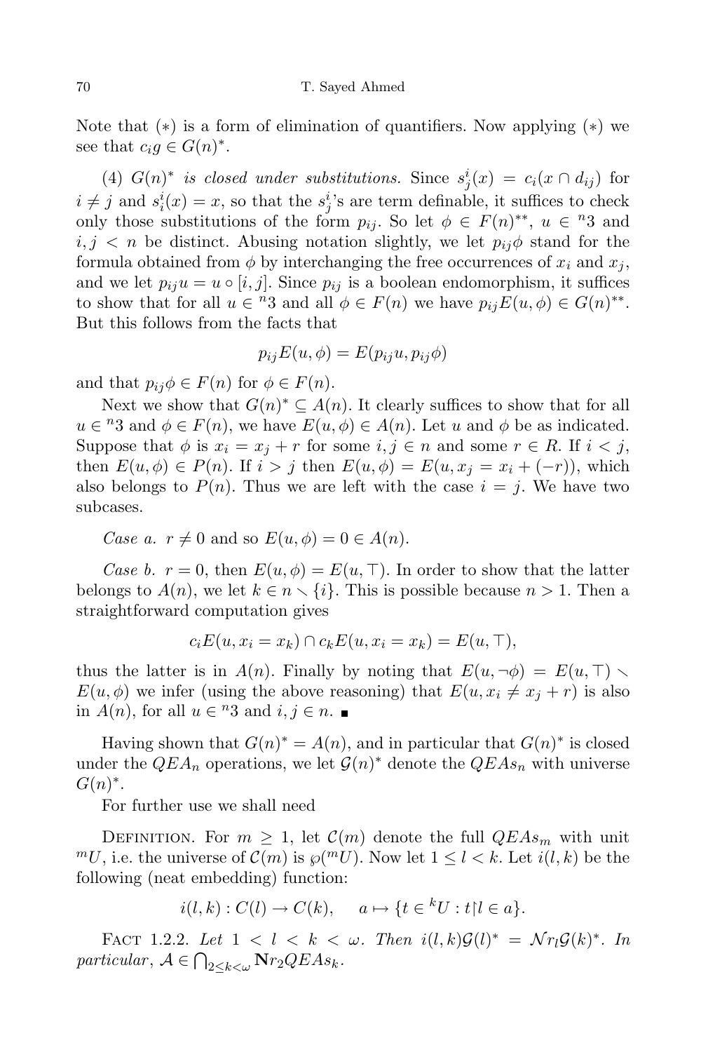Note that $(*)$ is a form of elimination of quantifiers. Now applying $(*)$ we see that $c_i g \in G(n)^*$.

(4) *$G(n)^*$ is closed under substitutions.* Since $s^i_j(x) = c_i(x \cap d_{ij})$ for $i \neq j$ and $s^i_i(x) = x$, so that the $s^i_j$'s are term definable, it suffices to check only those substitutions of the form $p_{ij}$. So let $\phi \in F(n)^{**}$, $u \in {}^n3$ and $i, j < n$ be distinct. Abusing notation slightly, we let $p_{ij}\phi$ stand for the formula obtained from $\phi$ by interchanging the free occurrences of $x_i$ and $x_j$, and we let $p_{ij}u = u \circ [i, j]$. Since $p_{ij}$ is a boolean endomorphism, it suffices to show that for all $u \in {}^n3$ and all $\phi \in F(n)$ we have $p_{ij}E(u, \phi) \in G(n)^{**}$. But this follows from the facts that

$$p_{ij}E(u, \phi) = E(p_{ij}u, p_{ij}\phi)$$

and that $p_{ij}\phi \in F(n)$ for $\phi \in F(n)$.

Next we show that $G(n)^* \subseteq A(n)$. It clearly suffices to show that for all $u \in {}^n3$ and $\phi \in F(n)$, we have $E(u, \phi) \in A(n)$. Let $u$ and $\phi$ be as indicated. Suppose that $\phi$ is $x_i = x_j + r$ for some $i, j \in n$ and some $r \in R$. If $i < j$, then $E(u, \phi) \in P(n)$. If $i > j$ then $E(u, \phi) = E(u, x_j = x_i + (-r))$, which also belongs to $P(n)$. Thus we are left with the case $i = j$. We have two subcases.

*Case a.* $r \neq 0$ and so $E(u, \phi) = 0 \in A(n)$.

*Case b.* $r = 0$, then $E(u, \phi) = E(u, \top)$. In order to show that the latter belongs to $A(n)$, we let $k \in n \smallsetminus \{i\}$. This is possible because $n > 1$. Then a straightforward computation gives

$$c_i E(u, x_i = x_k) \cap c_k E(u, x_i = x_k) = E(u, \top),$$

thus the latter is in $A(n)$. Finally by noting that $E(u, \neg\phi) = E(u, \top) \smallsetminus E(u, \phi)$ we infer (using the above reasoning) that $E(u, x_i \neq x_j + r)$ is also in $A(n)$, for all $u \in {}^n3$ and $i, j \in n$. ∎

Having shown that $G(n)^* = A(n)$, and in particular that $G(n)^*$ is closed under the $QEA_n$ operations, we let $\mathcal{G}(n)^*$ denote the $QEAs_n$ with universe $G(n)^*$.

For further use we shall need

Definition. For $m \geq 1$, let $\mathcal{C}(m)$ denote the full $QEAs_m$ with unit ${}^mU$, i.e. the universe of $\mathcal{C}(m)$ is $\wp({}^mU)$. Now let $1 \leq l < k$. Let $i(l, k)$ be the following (neat embedding) function:

$$i(l, k) : C(l) \to C(k), \quad a \mapsto \{t \in {}^kU : t{\restriction}l \in a\}.$$

Fact 1.2.2. *Let $1 < l < k < \omega$. Then $i(l, k)\mathcal{G}(l)^* = \mathcal{N}r_l\mathcal{G}(k)^*$. In particular, $\mathcal{A} \in \bigcap_{2 \leq k < \omega} \mathbf{N}r_2 QEAs_k$.*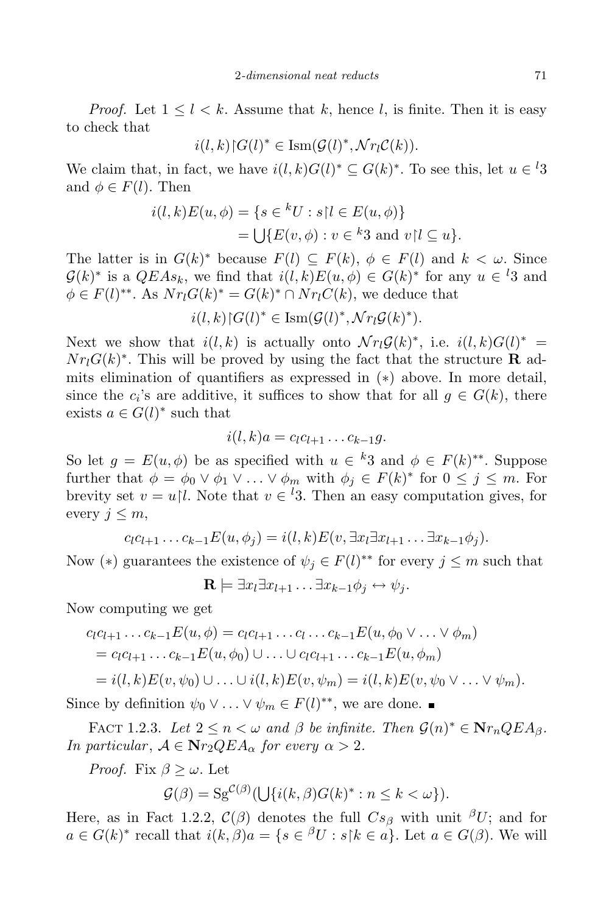*Proof.* Let $1 \leq l < k$. Assume that $k$, hence $l$, is finite. Then it is easy to check that

$$i(l,k){\restriction}G(l)^* \in \mathrm{Ism}(\mathcal{G}(l)^*, \mathcal{N}r_l\mathcal{C}(k)).$$

We claim that, in fact, we have $i(l,k)G(l)^* \subseteq G(k)^*$. To see this, let $u \in {}^l3$ and $\phi \in F(l)$. Then

$$\begin{aligned} i(l,k)E(u,\phi) &= \{s \in {}^kU : s{\restriction}l \in E(u,\phi)\} \\ &= \bigcup\{E(v,\phi) : v \in {}^k3 \text{ and } v{\restriction}l \subseteq u\}. \end{aligned}$$

The latter is in $G(k)^*$ because $F(l) \subseteq F(k)$, $\phi \in F(l)$ and $k < \omega$. Since $\mathcal{G}(k)^*$ is a $QEAs_k$, we find that $i(l,k)E(u,\phi) \in G(k)^*$ for any $u \in {}^l3$ and $\phi \in F(l)^{**}$. As $Nr_lG(k)^* = G(k)^* \cap Nr_lC(k)$, we deduce that

$$i(l,k){\restriction}G(l)^* \in \mathrm{Ism}(\mathcal{G}(l)^*, \mathcal{N}r_l\mathcal{G}(k)^*).$$

Next we show that $i(l,k)$ is actually onto $\mathcal{N}r_l\mathcal{G}(k)^*$, i.e. $i(l,k)G(l)^* = Nr_lG(k)^*$. This will be proved by using the fact that the structure $\mathbf{R}$ admits elimination of quantifiers as expressed in $(*)$ above. In more detail, since the $c_i$'s are additive, it suffices to show that for all $g \in G(k)$, there exists $a \in G(l)^*$ such that

$$i(l,k)a = c_lc_{l+1}\ldots c_{k-1}g.$$

So let $g = E(u,\phi)$ be as specified with $u \in {}^k3$ and $\phi \in F(k)^{**}$. Suppose further that $\phi = \phi_0 \vee \phi_1 \vee \ldots \vee \phi_m$ with $\phi_j \in F(k)^*$ for $0 \leq j \leq m$. For brevity set $v = u{\restriction}l$. Note that $v \in {}^l3$. Then an easy computation gives, for every $j \leq m$,

$$c_lc_{l+1}\ldots c_{k-1}E(u,\phi_j) = i(l,k)E(v, \exists x_l\exists x_{l+1}\ldots\exists x_{k-1}\phi_j).$$

Now $(*)$ guarantees the existence of $\psi_j \in F(l)^{**}$ for every $j \leq m$ such that

$$\mathbf{R} \models \exists x_l\exists x_{l+1}\ldots\exists x_{k-1}\phi_j \leftrightarrow \psi_j.$$

Now computing we get

$$\begin{aligned} &c_lc_{l+1}\ldots c_{k-1}E(u,\phi) = c_lc_{l+1}\ldots c_l\ldots c_{k-1}E(u,\phi_0 \vee \ldots \vee \phi_m) \\ &= c_lc_{l+1}\ldots c_{k-1}E(u,\phi_0) \cup \ldots \cup c_lc_{l+1}\ldots c_{k-1}E(u,\phi_m) \\ &= i(l,k)E(v,\psi_0) \cup \ldots \cup i(l,k)E(v,\psi_m) = i(l,k)E(v,\psi_0 \vee \ldots \vee \psi_m). \end{aligned}$$

Since by definition $\psi_0 \vee \ldots \vee \psi_m \in F(l)^{**}$, we are done. ∎

Fact 1.2.3. *Let $2 \leq n < \omega$ and $\beta$ be infinite. Then $\mathcal{G}(n)^* \in \mathbf{N}r_nQEA_\beta$. In particular, $\mathcal{A} \in \mathbf{N}r_2QEA_\alpha$ for every $\alpha > 2$.*

*Proof.* Fix $\beta \geq \omega$. Let

$$\mathcal{G}(\beta) = \mathrm{Sg}^{\mathcal{C}(\beta)}\Big(\bigcup\{i(k,\beta)G(k)^* : n \leq k < \omega\}\Big).$$

Here, as in Fact 1.2.2, $\mathcal{C}(\beta)$ denotes the full $Cs_\beta$ with unit ${}^\beta U$; and for $a \in G(k)^*$ recall that $i(k,\beta)a = \{s \in {}^\beta U : s{\restriction}k \in a\}$. Let $a \in G(\beta)$. We will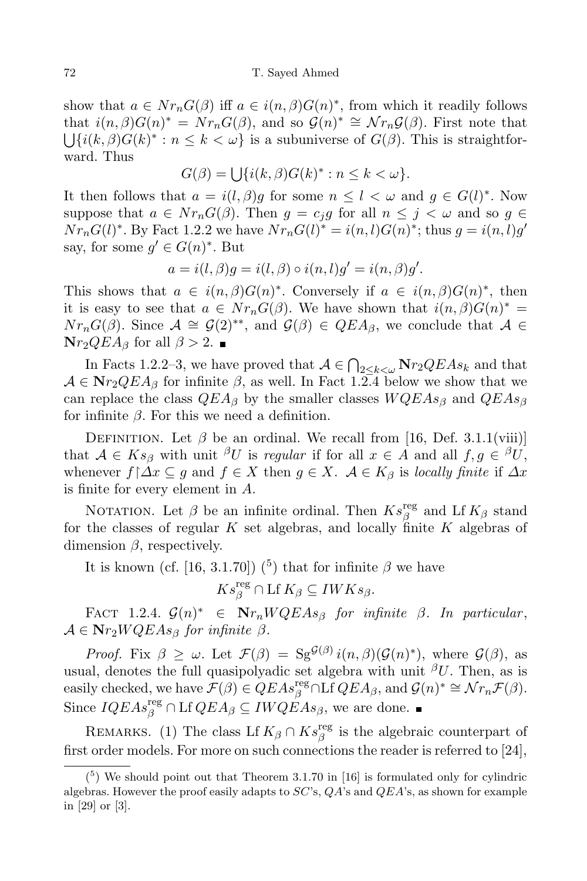show that $a \in Nr_nG(\beta)$ iff $a \in i(n,\beta)G(n)^*$, from which it readily follows that $i(n,\beta)G(n)^* = Nr_nG(\beta)$, and so $\mathcal{G}(n)^* \cong \mathcal{N}r_n\mathcal{G}(\beta)$. First note that $\bigcup\{i(k,\beta)G(k)^* : n \le k < \omega\}$ is a subuniverse of $G(\beta)$. This is straightforward. Thus

$$G(\beta) = \bigcup\{i(k,\beta)G(k)^* : n \le k < \omega\}.$$

It then follows that $a = i(l,\beta)g$ for some $n \le l < \omega$ and $g \in G(l)^*$. Now suppose that $a \in Nr_nG(\beta)$. Then $g = c_jg$ for all $n \le j < \omega$ and so $g \in Nr_nG(l)^*$. By Fact 1.2.2 we have $Nr_nG(l)^* = i(n,l)G(n)^*$; thus $g = i(n,l)g'$ say, for some $g' \in G(n)^*$. But

$$a = i(l,\beta)g = i(l,\beta) \circ i(n,l)g' = i(n,\beta)g'.$$

This shows that $a \in i(n,\beta)G(n)^*$. Conversely if $a \in i(n,\beta)G(n)^*$, then it is easy to see that $a \in Nr_nG(\beta)$. We have shown that $i(n,\beta)G(n)^* = Nr_nG(\beta)$. Since $\mathcal{A} \cong \mathcal{G}(2)^{**}$, and $\mathcal{G}(\beta) \in QEA_\beta$, we conclude that $\mathcal{A} \in \mathbf{N}r_2QEA_\beta$ for all $\beta > 2$. ∎

In Facts 1.2.2–3, we have proved that $\mathcal{A} \in \bigcap_{2\le k<\omega} \mathbf{N}r_2QEAs_k$ and that $\mathcal{A} \in \mathbf{N}r_2QEA_\beta$ for infinite $\beta$, as well. In Fact 1.2.4 below we show that we can replace the class $QEA_\beta$ by the smaller classes $WQEAs_\beta$ and $QEAs_\beta$ for infinite $\beta$. For this we need a definition.

Definition. Let $\beta$ be an ordinal. We recall from [16, Def. 3.1.1(viii)] that $\mathcal{A} \in Ks_\beta$ with unit ${}^\beta U$ is *regular* if for all $x \in A$ and all $f, g \in {}^\beta U$, whenever $f{\restriction}\Delta x \subseteq g$ and $f \in X$ then $g \in X$. $\mathcal{A} \in K_\beta$ is *locally finite* if $\Delta x$ is finite for every element in $A$.

Notation. Let $\beta$ be an infinite ordinal. Then $Ks_\beta^{\rm reg}$ and $\mathrm{Lf}\, K_\beta$ stand for the classes of regular $K$ set algebras, and locally finite $K$ algebras of dimension $\beta$, respectively.

It is known (cf. [16, 3.1.70]) ([5]) that for infinite $\beta$ we have

$$Ks_\beta^{\rm reg} \cap \mathrm{Lf}\, K_\beta \subseteq IWKs_\beta.$$

Fact 1.2.4. *$\mathcal{G}(n)^* \in \mathbf{N}r_nWQEAs_\beta$ for infinite $\beta$. In particular, $\mathcal{A} \in \mathbf{N}r_2WQEAs_\beta$ for infinite $\beta$.*

*Proof.* Fix $\beta \ge \omega$. Let $\mathcal{F}(\beta) = \mathrm{Sg}^{\mathcal{G}(\beta)}\, i(n,\beta)(\mathcal{G}(n)^*)$, where $\mathcal{G}(\beta)$, as usual, denotes the full quasipolyadic set algebra with unit ${}^\beta U$. Then, as is easily checked, we have $\mathcal{F}(\beta) \in QEAs_\beta^{\rm reg} \cap \mathrm{Lf}\, QEA_\beta$, and $\mathcal{G}(n)^* \cong \mathcal{N}r_n\mathcal{F}(\beta)$. Since $IQEAs_\beta^{\rm reg} \cap \mathrm{Lf}\, QEA_\beta \subseteq IWQEAs_\beta$, we are done. ∎

Remarks. (1) The class $\mathrm{Lf}\, K_\beta \cap Ks_\beta^{\rm reg}$ is the algebraic counterpart of first order models. For more on such connections the reader is referred to [24],

---

([5]) We should point out that Theorem 3.1.70 in [16] is formulated only for cylindric algebras. However the proof easily adapts to $SC$'s, $QA$'s and $QEA$'s, as shown for example in [29] or [3].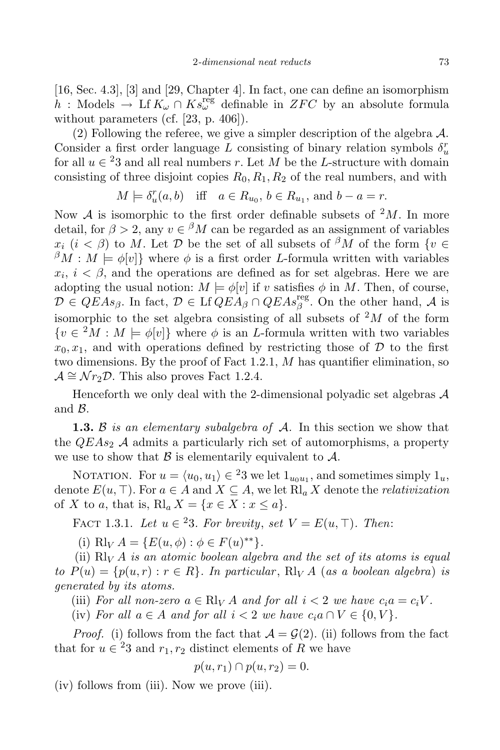[16, Sec. 4.3], [3] and [29, Chapter 4]. In fact, one can define an isomorphism $h$ : Models $\to \mathrm{Lf}\, K_\omega \cap Ks_\omega^{\mathrm{reg}}$ definable in $ZFC$ by an absolute formula without parameters (cf. [23, p. 406]).

(2) Following the referee, we give a simpler description of the algebra $\mathcal{A}$. Consider a first order language $L$ consisting of binary relation symbols $\delta_u^r$ for all $u \in {}^2 3$ and all real numbers $r$. Let $M$ be the $L$-structure with domain consisting of three disjoint copies $R_0, R_1, R_2$ of the real numbers, and with

$$M \models \delta_u^r(a, b) \quad \text{iff} \quad a \in R_{u_0},\ b \in R_{u_1}, \text{ and } b - a = r.$$

Now $\mathcal{A}$ is isomorphic to the first order definable subsets of ${}^2 M$. In more detail, for $\beta > 2$, any $v \in {}^\beta M$ can be regarded as an assignment of variables $x_i$ ($i < \beta$) to $M$. Let $\mathcal{D}$ be the set of all subsets of ${}^\beta M$ of the form $\{v \in {}^\beta M : M \models \phi[v]\}$ where $\phi$ is a first order $L$-formula written with variables $x_i$, $i < \beta$, and the operations are defined as for set algebras. Here we are adopting the usual notion: $M \models \phi[v]$ if $v$ satisfies $\phi$ in $M$. Then, of course, $\mathcal{D} \in QEAs_\beta$. In fact, $\mathcal{D} \in \mathrm{Lf}\, QEA_\beta \cap QEAs_\beta^{\mathrm{reg}}$. On the other hand, $\mathcal{A}$ is isomorphic to the set algebra consisting of all subsets of ${}^2 M$ of the form $\{v \in {}^2 M : M \models \phi[v]\}$ where $\phi$ is an $L$-formula written with two variables $x_0, x_1$, and with operations defined by restricting those of $\mathcal{D}$ to the first two dimensions. By the proof of Fact 1.2.1, $M$ has quantifier elimination, so $\mathcal{A} \cong \mathcal{N}r_2 \mathcal{D}$. This also proves Fact 1.2.4.

Henceforth we only deal with the 2-dimensional polyadic set algebras $\mathcal{A}$ and $\mathcal{B}$.

**1.3.** *$\mathcal{B}$ is an elementary subalgebra of $\mathcal{A}$.* In this section we show that the $QEAs_2$ $\mathcal{A}$ admits a particularly rich set of automorphisms, a property we use to show that $\mathcal{B}$ is elementarily equivalent to $\mathcal{A}$.

NOTATION. For $u = \langle u_0, u_1 \rangle \in {}^2 3$ we let $1_{u_0 u_1}$, and sometimes simply $1_u$, denote $E(u, \top)$. For $a \in A$ and $X \subseteq A$, we let $\mathrm{Rl}_a X$ denote the *relativization* of $X$ to $a$, that is, $\mathrm{Rl}_a X = \{x \in X : x \leq a\}$.

FACT 1.3.1. *Let $u \in {}^2 3$. For brevity, set $V = E(u, \top)$. Then*:

(i) $\mathrm{Rl}_V A = \{E(u, \phi) : \phi \in F(u)^{**}\}$.

(ii) *$\mathrm{Rl}_V A$ is an atomic boolean algebra and the set of its atoms is equal to $P(u) = \{p(u, r) : r \in R\}$. In particular, $\mathrm{Rl}_V A$ (as a boolean algebra) is generated by its atoms.*

(iii) *For all non-zero $a \in \mathrm{Rl}_V A$ and for all $i < 2$ we have $c_i a = c_i V$.*

(iv) *For all $a \in A$ and for all $i < 2$ we have $c_i a \cap V \in \{0, V\}$.*

*Proof.* (i) follows from the fact that $\mathcal{A} = \mathcal{G}(2)$. (ii) follows from the fact that for $u \in {}^2 3$ and $r_1, r_2$ distinct elements of $R$ we have

$$p(u, r_1) \cap p(u, r_2) = 0.$$

(iv) follows from (iii). Now we prove (iii).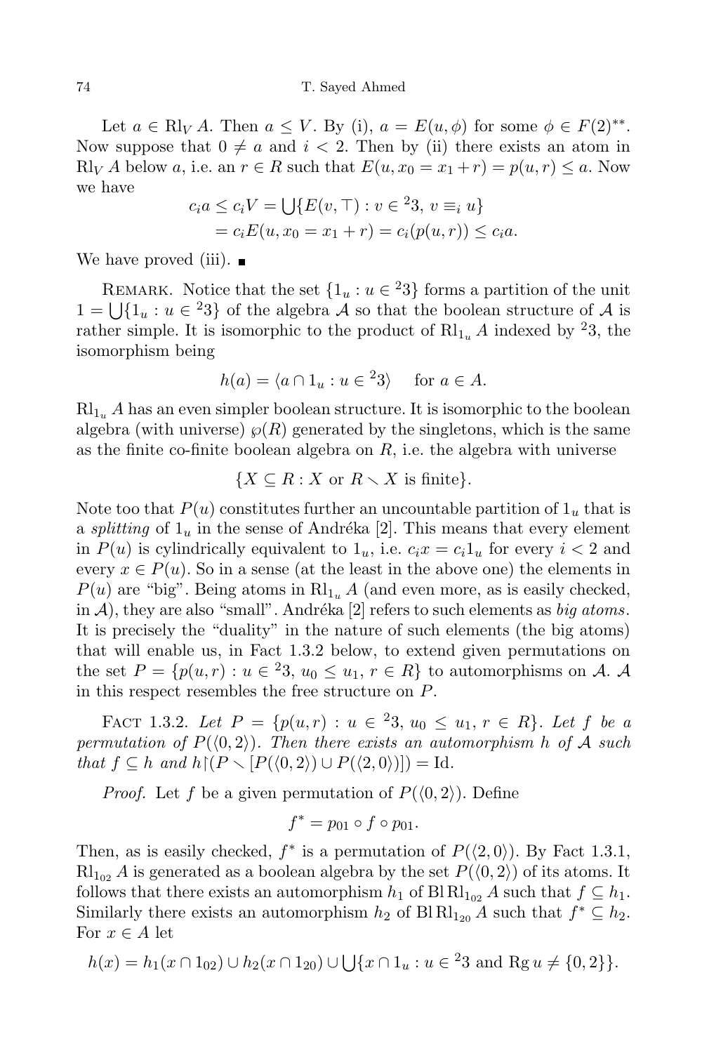Let $a \in \mathrm{Rl}_V A$. Then $a \leq V$. By (i), $a = E(u, \phi)$ for some $\phi \in F(2)^{**}$. Now suppose that $0 \neq a$ and $i < 2$. Then by (ii) there exists an atom in $\mathrm{Rl}_V A$ below $a$, i.e. an $r \in R$ such that $E(u, x_0 = x_1 + r) = p(u, r) \leq a$. Now we have

$$
\begin{aligned}
c_i a \leq c_i V &= \bigcup \{E(v, \top) : v \in {}^2 3,\ v \equiv_i u\} \\
&= c_i E(u, x_0 = x_1 + r) = c_i(p(u, r)) \leq c_i a.
\end{aligned}
$$

We have proved (iii). ∎

Remark. Notice that the set $\{1_u : u \in {}^2 3\}$ forms a partition of the unit $1 = \bigcup \{1_u : u \in {}^2 3\}$ of the algebra $\mathcal{A}$ so that the boolean structure of $\mathcal{A}$ is rather simple. It is isomorphic to the product of $\mathrm{Rl}_{1_u} A$ indexed by ${}^2 3$, the isomorphism being

$$
h(a) = \langle a \cap 1_u : u \in {}^2 3 \rangle \quad \text{for } a \in A.
$$

$\mathrm{Rl}_{1_u} A$ has an even simpler boolean structure. It is isomorphic to the boolean algebra (with universe) $\wp(R)$ generated by the singletons, which is the same as the finite co-finite boolean algebra on $R$, i.e. the algebra with universe

$$
\{X \subseteq R : X \text{ or } R \smallsetminus X \text{ is finite}\}.
$$

Note too that $P(u)$ constitutes further an uncountable partition of $1_u$ that is a *splitting* of $1_u$ in the sense of Andréka [2]. This means that every element in $P(u)$ is cylindrically equivalent to $1_u$, i.e. $c_i x = c_i 1_u$ for every $i < 2$ and every $x \in P(u)$. So in a sense (at the least in the above one) the elements in $P(u)$ are "big". Being atoms in $\mathrm{Rl}_{1_u} A$ (and even more, as is easily checked, in $\mathcal{A}$), they are also "small". Andréka [2] refers to such elements as *big atoms*. It is precisely the "duality" in the nature of such elements (the big atoms) that will enable us, in Fact 1.3.2 below, to extend given permutations on the set $P = \{p(u, r) : u \in {}^2 3,\ u_0 \leq u_1,\ r \in R\}$ to automorphisms on $\mathcal{A}$. $\mathcal{A}$ in this respect resembles the free structure on $P$.

Fact 1.3.2. *Let $P = \{p(u, r) : u \in {}^2 3,\ u_0 \leq u_1,\ r \in R\}$. Let $f$ be a permutation of $P(\langle 0, 2 \rangle)$. Then there exists an automorphism $h$ of $\mathcal{A}$ such that $f \subseteq h$ and $h \restriction (P \smallsetminus [P(\langle 0, 2 \rangle) \cup P(\langle 2, 0 \rangle)]) = \mathrm{Id}$.*

*Proof.* Let $f$ be a given permutation of $P(\langle 0, 2 \rangle)$. Define

$$
f^* = p_{01} \circ f \circ p_{01}.
$$

Then, as is easily checked, $f^*$ is a permutation of $P(\langle 2, 0 \rangle)$. By Fact 1.3.1, $\mathrm{Rl}_{1_{02}} A$ is generated as a boolean algebra by the set $P(\langle 0, 2 \rangle)$ of its atoms. It follows that there exists an automorphism $h_1$ of $\mathrm{Bl}\,\mathrm{Rl}_{1_{02}} A$ such that $f \subseteq h_1$. Similarly there exists an automorphism $h_2$ of $\mathrm{Bl}\,\mathrm{Rl}_{1_{20}} A$ such that $f^* \subseteq h_2$. For $x \in A$ let

$$
h(x) = h_1(x \cap 1_{02}) \cup h_2(x \cap 1_{20}) \cup \bigcup \{x \cap 1_u : u \in {}^2 3 \text{ and } \mathrm{Rg}\, u \neq \{0, 2\}\}.
$$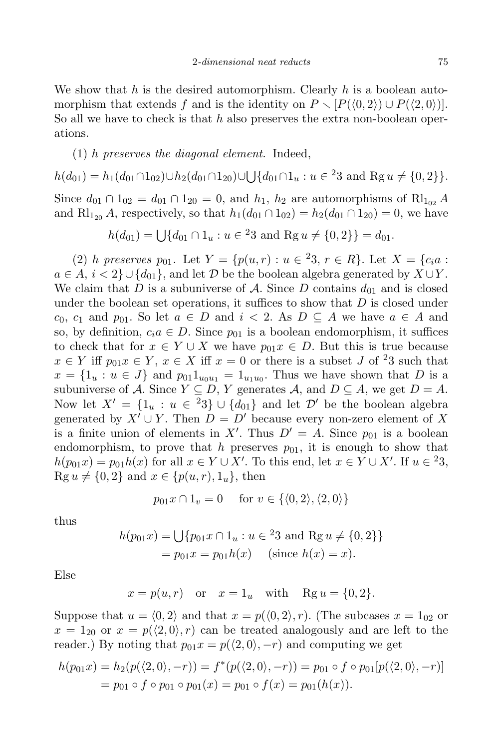We show that $h$ is the desired automorphism. Clearly $h$ is a boolean automorphism that extends $f$ and is the identity on $P \smallsetminus [P(\langle 0,2\rangle) \cup P(\langle 2,0\rangle)]$. So all we have to check is that $h$ also preserves the extra non-boolean operations.

(1) *$h$ preserves the diagonal element.* Indeed,

$$h(d_{01}) = h_1(d_{01} \cap 1_{02}) \cup h_2(d_{01} \cap 1_{20}) \cup \bigcup\{d_{01} \cap 1_u : u \in {}^23 \text{ and } \operatorname{Rg} u \neq \{0,2\}\}.$$

Since $d_{01} \cap 1_{02} = d_{01} \cap 1_{20} = 0$, and $h_1$, $h_2$ are automorphisms of $\mathrm{Rl}_{1_{02}} A$ and $\mathrm{Rl}_{1_{20}} A$, respectively, so that $h_1(d_{01} \cap 1_{02}) = h_2(d_{01} \cap 1_{20}) = 0$, we have

$$h(d_{01}) = \bigcup\{d_{01} \cap 1_u : u \in {}^23 \text{ and } \operatorname{Rg} u \neq \{0,2\}\} = d_{01}.$$

(2) *$h$ preserves $p_{01}$.* Let $Y = \{p(u,r) : u \in {}^23,\ r \in R\}$. Let $X = \{c_i a : a \in A,\ i < 2\} \cup \{d_{01}\}$, and let $\mathcal{D}$ be the boolean algebra generated by $X \cup Y$. We claim that $D$ is a subuniverse of $\mathcal{A}$. Since $D$ contains $d_{01}$ and is closed under the boolean set operations, it suffices to show that $D$ is closed under $c_0$, $c_1$ and $p_{01}$. So let $a \in D$ and $i < 2$. As $D \subseteq A$ we have $a \in A$ and so, by definition, $c_i a \in D$. Since $p_{01}$ is a boolean endomorphism, it suffices to check that for $x \in Y \cup X$ we have $p_{01}x \in D$. But this is true because $x \in Y$ iff $p_{01}x \in Y$, $x \in X$ iff $x = 0$ or there is a subset $J$ of ${}^23$ such that $x = \{1_u : u \in J\}$ and $p_{01}1_{u_0u_1} = 1_{u_1u_0}$. Thus we have shown that $D$ is a subuniverse of $\mathcal{A}$. Since $Y \subseteq D$, $Y$ generates $\mathcal{A}$, and $D \subseteq A$, we get $D = A$. Now let $X' = \{1_u : u \in {}^23\} \cup \{d_{01}\}$ and let $\mathcal{D}'$ be the boolean algebra generated by $X' \cup Y$. Then $D = D'$ because every non-zero element of $X$ is a finite union of elements in $X'$. Thus $D' = A$. Since $p_{01}$ is a boolean endomorphism, to prove that $h$ preserves $p_{01}$, it is enough to show that $h(p_{01}x) = p_{01}h(x)$ for all $x \in Y \cup X'$. To this end, let $x \in Y \cup X'$. If $u \in {}^23$, $\operatorname{Rg} u \neq \{0,2\}$ and $x \in \{p(u,r), 1_u\}$, then

$$p_{01}x \cap 1_v = 0 \quad \text{ for } v \in \{\langle 0,2\rangle, \langle 2,0\rangle\}$$

thus

$$\begin{aligned} h(p_{01}x) &= \bigcup\{p_{01}x \cap 1_u : u \in {}^23 \text{ and } \operatorname{Rg} u \neq \{0,2\}\} \\ &= p_{01}x = p_{01}h(x) \quad \text{ (since } h(x) = x). \end{aligned}$$

Else

$$x = p(u,r) \quad \text{or} \quad x = 1_u \quad \text{with} \quad \operatorname{Rg} u = \{0,2\}.$$

Suppose that $u = \langle 0,2\rangle$ and that $x = p(\langle 0,2\rangle, r)$. (The subcases $x = 1_{02}$ or $x = 1_{20}$ or $x = p(\langle 2,0\rangle, r)$ can be treated analogously and are left to the reader.) By noting that $p_{01}x = p(\langle 2,0\rangle, -r)$ and computing we get

$$\begin{aligned} h(p_{01}x) &= h_2(p(\langle 2,0\rangle, -r)) = f^*(p(\langle 2,0\rangle, -r)) = p_{01} \circ f \circ p_{01}[p(\langle 2,0\rangle, -r)] \\ &= p_{01} \circ f \circ p_{01} \circ p_{01}(x) = p_{01} \circ f(x) = p_{01}(h(x)). \end{aligned}$$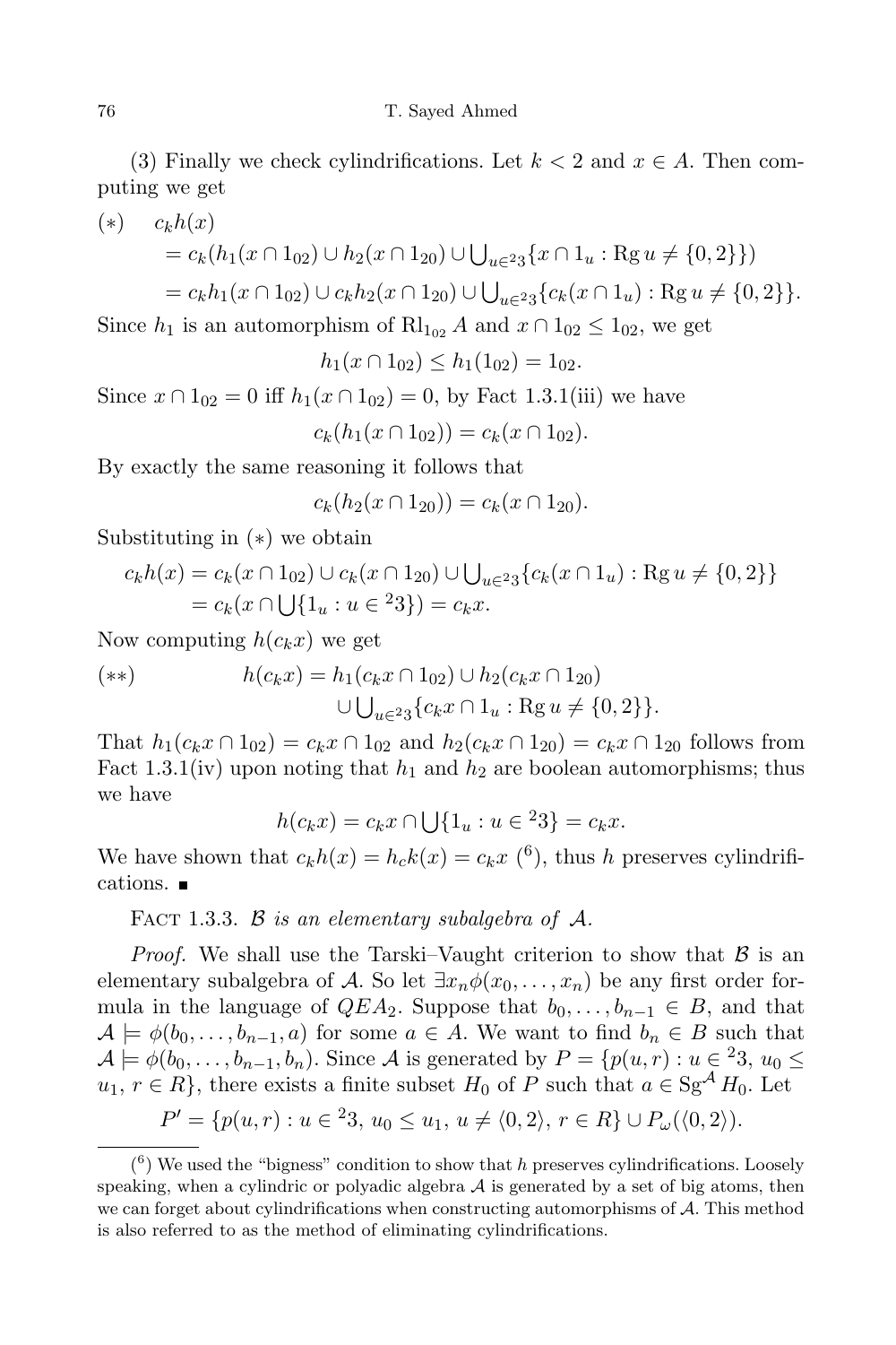(3) Finally we check cylindrifications. Let $k < 2$ and $x \in A$. Then computing we get

$$
\begin{aligned}
(*) \quad & c_k h(x) \\
&= c_k(h_1(x \cap 1_{02}) \cup h_2(x \cap 1_{20}) \cup \bigcup_{u \in {}^23}\{x \cap 1_u : \operatorname{Rg} u \neq \{0,2\}\}) \\
&= c_k h_1(x \cap 1_{02}) \cup c_k h_2(x \cap 1_{20}) \cup \bigcup_{u \in {}^23}\{c_k(x \cap 1_u) : \operatorname{Rg} u \neq \{0,2\}\}.
\end{aligned}
$$

Since $h_1$ is an automorphism of $\mathrm{Rl}_{1_{02}} A$ and $x \cap 1_{02} \leq 1_{02}$, we get

$$h_1(x \cap 1_{02}) \leq h_1(1_{02}) = 1_{02}.$$

Since $x \cap 1_{02} = 0$ iff $h_1(x \cap 1_{02}) = 0$, by Fact 1.3.1(iii) we have

$$c_k(h_1(x \cap 1_{02})) = c_k(x \cap 1_{02}).$$

By exactly the same reasoning it follows that

$$c_k(h_2(x \cap 1_{20})) = c_k(x \cap 1_{20}).$$

Substituting in $(*)$ we obtain

$$
\begin{aligned}
c_k h(x) &= c_k(x \cap 1_{02}) \cup c_k(x \cap 1_{20}) \cup \bigcup_{u \in {}^23}\{c_k(x \cap 1_u) : \operatorname{Rg} u \neq \{0,2\}\} \\
&= c_k(x \cap \bigcup\{1_u : u \in {}^23\}) = c_k x.
\end{aligned}
$$

Now computing $h(c_k x)$ we get

$$
\begin{aligned}
(**) \qquad h(c_k x) &= h_1(c_k x \cap 1_{02}) \cup h_2(c_k x \cap 1_{20}) \\
&\quad \cup \bigcup_{u \in {}^23}\{c_k x \cap 1_u : \operatorname{Rg} u \neq \{0,2\}\}.
\end{aligned}
$$

That $h_1(c_k x \cap 1_{02}) = c_k x \cap 1_{02}$ and $h_2(c_k x \cap 1_{20}) = c_k x \cap 1_{20}$ follows from Fact 1.3.1(iv) upon noting that $h_1$ and $h_2$ are boolean automorphisms; thus we have

$$h(c_k x) = c_k x \cap \bigcup\{1_u : u \in {}^23\} = c_k x.$$

We have shown that $c_k h(x) = h_c k(x) = c_k x$ [6], thus $h$ preserves cylindrifications. ■

Fact 1.3.3. *$\mathcal{B}$ is an elementary subalgebra of $\mathcal{A}$.*

*Proof.* We shall use the Tarski–Vaught criterion to show that $\mathcal{B}$ is an elementary subalgebra of $\mathcal{A}$. So let $\exists x_n \phi(x_0, \ldots, x_n)$ be any first order formula in the language of $QEA_2$. Suppose that $b_0, \ldots, b_{n-1} \in B$, and that $\mathcal{A} \models \phi(b_0, \ldots, b_{n-1}, a)$ for some $a \in A$. We want to find $b_n \in B$ such that $\mathcal{A} \models \phi(b_0, \ldots, b_{n-1}, b_n)$. Since $\mathcal{A}$ is generated by $P = \{p(u,r) : u \in {}^23,\ u_0 \leq u_1,\ r \in R\}$, there exists a finite subset $H_0$ of $P$ such that $a \in \mathrm{Sg}^{\mathcal{A}} H_0$. Let

$$P' = \{p(u,r) : u \in {}^23,\ u_0 \leq u_1,\ u \neq \langle 0,2\rangle,\ r \in R\} \cup P_\omega(\langle 0,2\rangle).$$

[6] We used the "bigness" condition to show that $h$ preserves cylindrifications. Loosely speaking, when a cylindric or polyadic algebra $\mathcal{A}$ is generated by a set of big atoms, then we can forget about cylindrifications when constructing automorphisms of $\mathcal{A}$. This method is also referred to as the method of eliminating cylindrifications.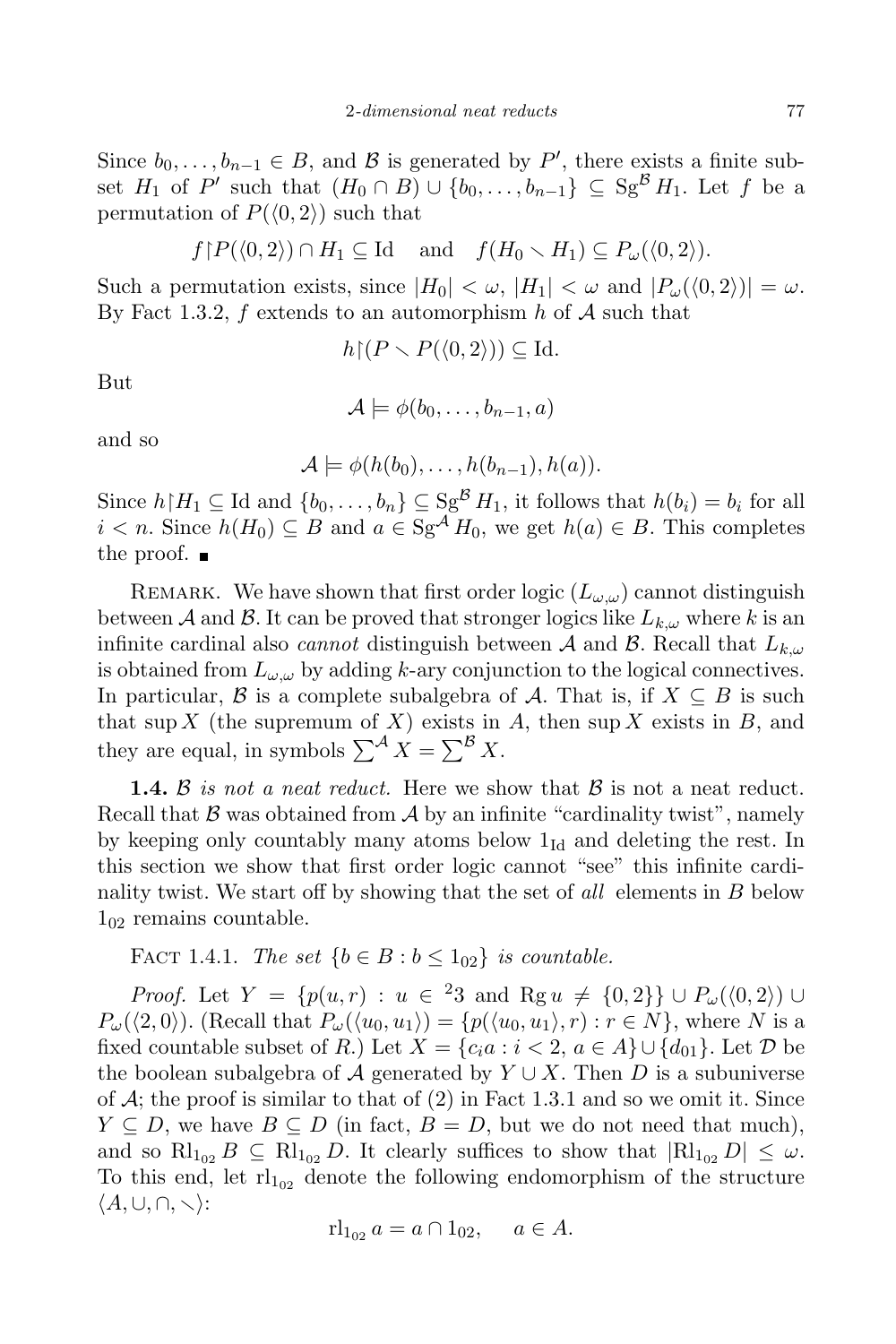Since $b_0, \ldots, b_{n-1} \in B$, and $\mathcal{B}$ is generated by $P'$, there exists a finite subset $H_1$ of $P'$ such that $(H_0 \cap B) \cup \{b_0, \ldots, b_{n-1}\} \subseteq \mathrm{Sg}^{\mathcal{B}} H_1$. Let $f$ be a permutation of $P(\langle 0, 2\rangle)$ such that

$$f{\restriction}P(\langle 0,2\rangle) \cap H_1 \subseteq \mathrm{Id} \quad \text{and} \quad f(H_0 \smallsetminus H_1) \subseteq P_\omega(\langle 0,2\rangle).$$

Such a permutation exists, since $|H_0| < \omega$, $|H_1| < \omega$ and $|P_\omega(\langle 0,2\rangle)| = \omega$. By Fact 1.3.2, $f$ extends to an automorphism $h$ of $\mathcal{A}$ such that

$$h{\restriction}(P \smallsetminus P(\langle 0,2\rangle)) \subseteq \mathrm{Id}.$$

But

$$\mathcal{A} \models \phi(b_0, \ldots, b_{n-1}, a)$$

and so

$$\mathcal{A} \models \phi(h(b_0), \ldots, h(b_{n-1}), h(a)).$$

Since $h{\restriction}H_1 \subseteq \mathrm{Id}$ and $\{b_0, \ldots, b_n\} \subseteq \mathrm{Sg}^{\mathcal{B}} H_1$, it follows that $h(b_i) = b_i$ for all $i < n$. Since $h(H_0) \subseteq B$ and $a \in \mathrm{Sg}^{\mathcal{A}} H_0$, we get $h(a) \in B$. This completes the proof. ∎

Remark. We have shown that first order logic ($L_{\omega,\omega}$) cannot distinguish between $\mathcal{A}$ and $\mathcal{B}$. It can be proved that stronger logics like $L_{k,\omega}$ where $k$ is an infinite cardinal also *cannot* distinguish between $\mathcal{A}$ and $\mathcal{B}$. Recall that $L_{k,\omega}$ is obtained from $L_{\omega,\omega}$ by adding $k$-ary conjunction to the logical connectives. In particular, $\mathcal{B}$ is a complete subalgebra of $\mathcal{A}$. That is, if $X \subseteq B$ is such that $\sup X$ (the supremum of $X$) exists in $A$, then $\sup X$ exists in $B$, and they are equal, in symbols $\sum^{\mathcal{A}} X = \sum^{\mathcal{B}} X$.

**1.4.** *$\mathcal{B}$ is not a neat reduct.* Here we show that $\mathcal{B}$ is not a neat reduct. Recall that $\mathcal{B}$ was obtained from $\mathcal{A}$ by an infinite "cardinality twist", namely by keeping only countably many atoms below $1_{\mathrm{Id}}$ and deleting the rest. In this section we show that first order logic cannot "see" this infinite cardinality twist. We start off by showing that the set of *all* elements in $B$ below $1_{02}$ remains countable.

Fact 1.4.1. *The set $\{b \in B : b \leq 1_{02}\}$ is countable.*

*Proof.* Let $Y = \{p(u, r) : u \in {}^2 3 \text{ and } \mathrm{Rg}\, u \neq \{0, 2\}\} \cup P_\omega(\langle 0,2\rangle) \cup P_\omega(\langle 2,0\rangle)$. (Recall that $P_\omega(\langle u_0, u_1\rangle) = \{p(\langle u_0, u_1\rangle, r) : r \in N\}$, where $N$ is a fixed countable subset of $R$.) Let $X = \{c_i a : i < 2,\, a \in A\} \cup \{d_{01}\}$. Let $\mathcal{D}$ be the boolean subalgebra of $\mathcal{A}$ generated by $Y \cup X$. Then $D$ is a subuniverse of $\mathcal{A}$; the proof is similar to that of (2) in Fact 1.3.1 and so we omit it. Since $Y \subseteq D$, we have $B \subseteq D$ (in fact, $B = D$, but we do not need that much), and so $\mathrm{Rl}_{1_{02}} B \subseteq \mathrm{Rl}_{1_{02}} D$. It clearly suffices to show that $|\mathrm{Rl}_{1_{02}} D| \leq \omega$. To this end, let $\mathrm{rl}_{1_{02}}$ denote the following endomorphism of the structure $\langle A, \cup, \cap, \smallsetminus\rangle$:

$$\mathrm{rl}_{1_{02}}\, a = a \cap 1_{02}, \quad a \in A.$$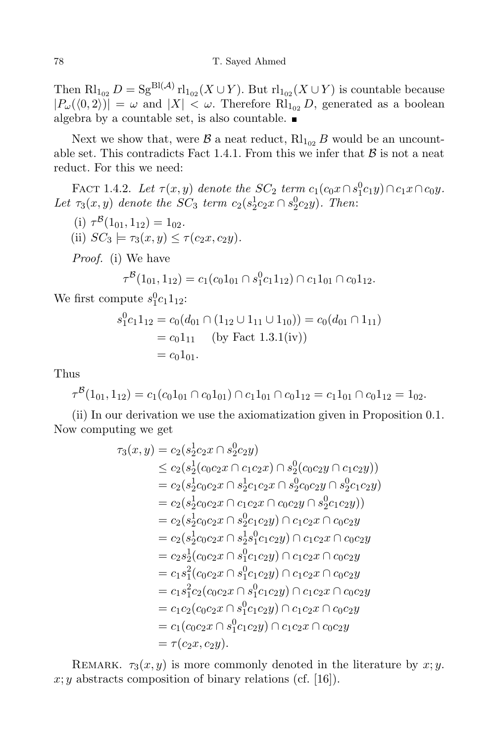Then $\mathrm{Rl}_{1_{02}} D = \mathrm{Sg}^{\mathrm{Bl}(\mathcal{A})} \mathrm{rl}_{1_{02}}(X \cup Y)$. But $\mathrm{rl}_{1_{02}}(X \cup Y)$ is countable because $|P_\omega(\langle 0, 2\rangle)| = \omega$ and $|X| < \omega$. Therefore $\mathrm{Rl}_{1_{02}} D$, generated as a boolean algebra by a countable set, is also countable. ∎

Next we show that, were $\mathcal{B}$ a neat reduct, $\mathrm{Rl}_{1_{02}} B$ would be an uncountable set. This contradicts Fact 1.4.1. From this we infer that $\mathcal{B}$ is not a neat reduct. For this we need:

Fact 1.4.2. *Let $\tau(x, y)$ denote the $SC_2$ term $c_1(c_0 x \cap s_1^0 c_1 y) \cap c_1 x \cap c_0 y$. Let $\tau_3(x, y)$ denote the $SC_3$ term $c_2(s_2^1 c_2 x \cap s_2^0 c_2 y)$. Then*:

(i) $\tau^{\mathcal{B}}(1_{01}, 1_{12}) = 1_{02}$.

(ii) $SC_3 \models \tau_3(x, y) \leq \tau(c_2 x, c_2 y)$.

*Proof.* (i) We have

$$\tau^{\mathcal{B}}(1_{01}, 1_{12}) = c_1(c_0 1_{01} \cap s_1^0 c_1 1_{12}) \cap c_1 1_{01} \cap c_0 1_{12}.$$

We first compute $s_1^0 c_1 1_{12}$:

$$\begin{aligned}
s_1^0 c_1 1_{12} &= c_0(d_{01} \cap (1_{12} \cup 1_{11} \cup 1_{10})) = c_0(d_{01} \cap 1_{11}) \\
&= c_0 1_{11} \quad \text{(by Fact 1.3.1(iv))} \\
&= c_0 1_{01}.
\end{aligned}$$

Thus

$$\tau^{\mathcal{B}}(1_{01}, 1_{12}) = c_1(c_0 1_{01} \cap c_0 1_{01}) \cap c_1 1_{01} \cap c_0 1_{12} = c_1 1_{01} \cap c_0 1_{12} = 1_{02}.$$

(ii) In our derivation we use the axiomatization given in Proposition 0.1. Now computing we get

$$\begin{aligned}
\tau_3(x, y) &= c_2(s_2^1 c_2 x \cap s_2^0 c_2 y) \\
&\leq c_2(s_2^1(c_0 c_2 x \cap c_1 c_2 x) \cap s_2^0(c_0 c_2 y \cap c_1 c_2 y)) \\
&= c_2(s_2^1 c_0 c_2 x \cap s_2^1 c_1 c_2 x \cap s_2^0 c_0 c_2 y \cap s_2^0 c_1 c_2 y) \\
&= c_2(s_2^1 c_0 c_2 x \cap c_1 c_2 x \cap c_0 c_2 y \cap s_2^0 c_1 c_2 y)) \\
&= c_2(s_2^1 c_0 c_2 x \cap s_2^0 c_1 c_2 y) \cap c_1 c_2 x \cap c_0 c_2 y \\
&= c_2(s_2^1 c_0 c_2 x \cap s_2^1 s_1^0 c_1 c_2 y) \cap c_1 c_2 x \cap c_0 c_2 y \\
&= c_2 s_2^1(c_0 c_2 x \cap s_1^0 c_1 c_2 y) \cap c_1 c_2 x \cap c_0 c_2 y \\
&= c_1 s_1^2(c_0 c_2 x \cap s_1^0 c_1 c_2 y) \cap c_1 c_2 x \cap c_0 c_2 y \\
&= c_1 s_1^2 c_2(c_0 c_2 x \cap s_1^0 c_1 c_2 y) \cap c_1 c_2 x \cap c_0 c_2 y \\
&= c_1 c_2(c_0 c_2 x \cap s_1^0 c_1 c_2 y) \cap c_1 c_2 x \cap c_0 c_2 y \\
&= c_1(c_0 c_2 x \cap s_1^0 c_1 c_2 y) \cap c_1 c_2 x \cap c_0 c_2 y \\
&= \tau(c_2 x, c_2 y).
\end{aligned}$$

Remark. $\tau_3(x, y)$ is more commonly denoted in the literature by $x; y$. $x; y$ abstracts composition of binary relations (cf. [16]).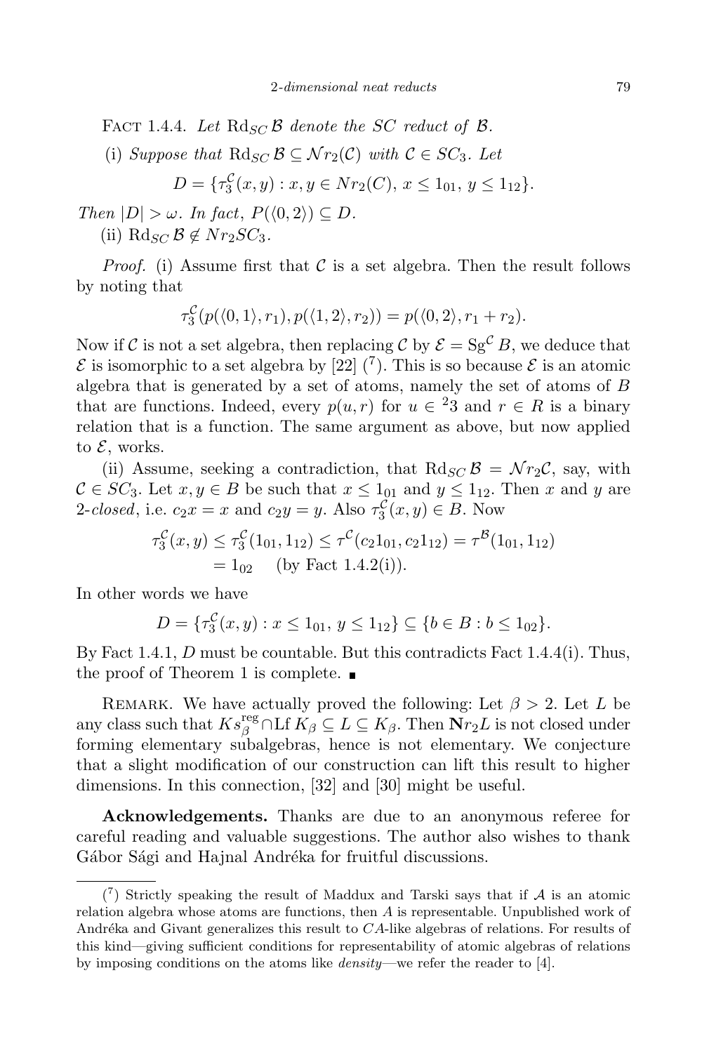FACT 1.4.4. *Let* $\mathrm{Rd}_{SC}\,\mathcal{B}$ *denote the SC reduct of* $\mathcal{B}$.

(i) *Suppose that* $\mathrm{Rd}_{SC}\,\mathcal{B} \subseteq \mathcal{N}r_2(\mathcal{C})$ *with* $\mathcal{C} \in SC_3$. *Let*

$$D = \{\tau_3^{\mathcal{C}}(x, y) : x, y \in Nr_2(C),\ x \le 1_{01},\ y \le 1_{12}\}.$$

*Then* $|D| > \omega$. *In fact,* $P(\langle 0, 2\rangle) \subseteq D$.

(ii) $\mathrm{Rd}_{SC}\,\mathcal{B} \notin Nr_2 SC_3$.

*Proof.* (i) Assume first that $\mathcal{C}$ is a set algebra. Then the result follows by noting that

$$\tau_3^{\mathcal{C}}(p(\langle 0,1\rangle, r_1), p(\langle 1,2\rangle, r_2)) = p(\langle 0,2\rangle, r_1 + r_2).$$

Now if $\mathcal{C}$ is not a set algebra, then replacing $\mathcal{C}$ by $\mathcal{E} = \mathrm{Sg}^{\mathcal{C}} B$, we deduce that $\mathcal{E}$ is isomorphic to a set algebra by [22] ([7]). This is so because $\mathcal{E}$ is an atomic algebra that is generated by a set of atoms, namely the set of atoms of $B$ that are functions. Indeed, every $p(u, r)$ for $u \in {}^2 3$ and $r \in R$ is a binary relation that is a function. The same argument as above, but now applied to $\mathcal{E}$, works.

(ii) Assume, seeking a contradiction, that $\mathrm{Rd}_{SC}\,\mathcal{B} = \mathcal{N}r_2\mathcal{C}$, say, with $\mathcal{C} \in SC_3$. Let $x, y \in B$ be such that $x \le 1_{01}$ and $y \le 1_{12}$. Then $x$ and $y$ are 2-*closed*, i.e. $c_2 x = x$ and $c_2 y = y$. Also $\tau_3^{\mathcal{C}}(x, y) \in B$. Now

$$\begin{aligned}\tau_3^{\mathcal{C}}(x, y) \le \tau_3^{\mathcal{C}}(1_{01}, 1_{12}) &\le \tau^{\mathcal{C}}(c_2 1_{01}, c_2 1_{12}) = \tau^{\mathcal{B}}(1_{01}, 1_{12}) \\ &= 1_{02} \quad \text{(by Fact 1.4.2(i))}.\end{aligned}$$

In other words we have

$$D = \{\tau_3^{\mathcal{C}}(x, y) : x \le 1_{01},\ y \le 1_{12}\} \subseteq \{b \in B : b \le 1_{02}\}.$$

By Fact 1.4.1, $D$ must be countable. But this contradicts Fact 1.4.4(i). Thus, the proof of Theorem 1 is complete. ∎

REMARK. We have actually proved the following: Let $\beta > 2$. Let $L$ be any class such that $Ks_\beta^{\mathrm{reg}} \cap \mathrm{Lf}\, K_\beta \subseteq L \subseteq K_\beta$. Then $\mathbf{N}r_2 L$ is not closed under forming elementary subalgebras, hence is not elementary. We conjecture that a slight modification of our construction can lift this result to higher dimensions. In this connection, [32] and [30] might be useful.

**Acknowledgements.** Thanks are due to an anonymous referee for careful reading and valuable suggestions. The author also wishes to thank Gábor Sági and Hajnal Andréka for fruitful discussions.

---

([7]) Strictly speaking the result of Maddux and Tarski says that if $\mathcal{A}$ is an atomic relation algebra whose atoms are functions, then $A$ is representable. Unpublished work of Andréka and Givant generalizes this result to $CA$-like algebras of relations. For results of this kind—giving sufficient conditions for representability of atomic algebras of relations by imposing conditions on the atoms like *density*—we refer the reader to [4].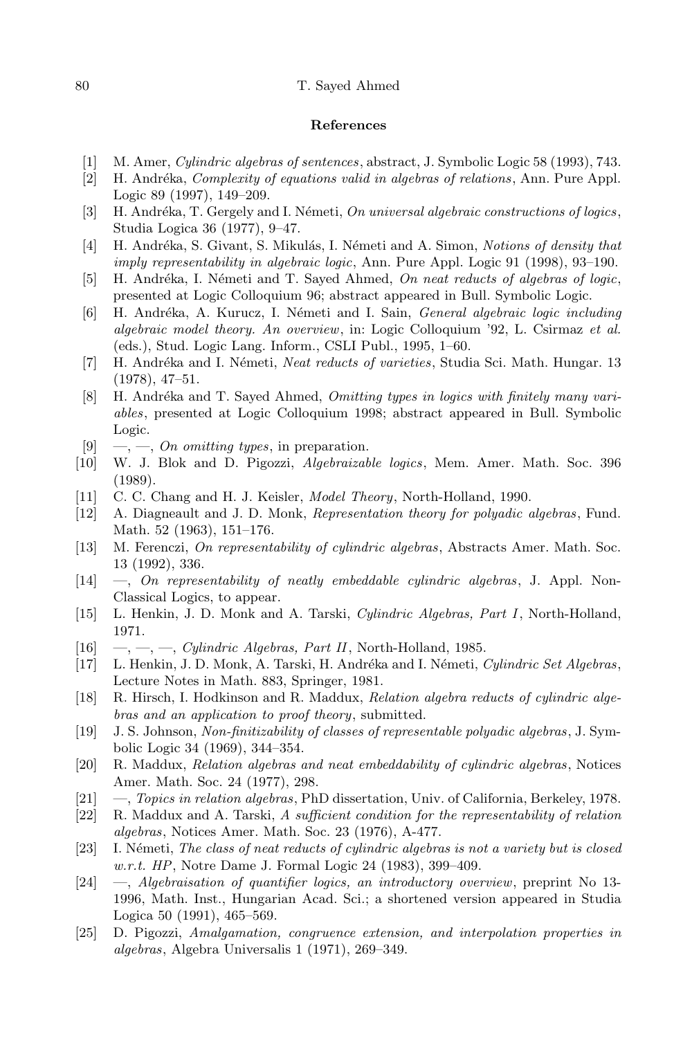## References

[1] M. Amer, *Cylindric algebras of sentences*, abstract, J. Symbolic Logic 58 (1993), 743.

[2] H. Andréka, *Complexity of equations valid in algebras of relations*, Ann. Pure Appl. Logic 89 (1997), 149–209.

[3] H. Andréka, T. Gergely and I. Németi, *On universal algebraic constructions of logics*, Studia Logica 36 (1977), 9–47.

[4] H. Andréka, S. Givant, S. Mikulás, I. Németi and A. Simon, *Notions of density that imply representability in algebraic logic*, Ann. Pure Appl. Logic 91 (1998), 93–190.

[5] H. Andréka, I. Németi and T. Sayed Ahmed, *On neat reducts of algebras of logic*, presented at Logic Colloquium 96; abstract appeared in Bull. Symbolic Logic.

[6] H. Andréka, A. Kurucz, I. Németi and I. Sain, *General algebraic logic including algebraic model theory. An overview*, in: Logic Colloquium '92, L. Csirmaz *et al.* (eds.), Stud. Logic Lang. Inform., CSLI Publ., 1995, 1–60.

[7] H. Andréka and I. Németi, *Neat reducts of varieties*, Studia Sci. Math. Hungar. 13 (1978), 47–51.

[8] H. Andréka and T. Sayed Ahmed, *Omitting types in logics with finitely many variables*, presented at Logic Colloquium 1998; abstract appeared in Bull. Symbolic Logic.

[9] —, —, *On omitting types*, in preparation.

[10] W. J. Blok and D. Pigozzi, *Algebraizable logics*, Mem. Amer. Math. Soc. 396 (1989).

[11] C. C. Chang and H. J. Keisler, *Model Theory*, North-Holland, 1990.

[12] A. Diagneault and J. D. Monk, *Representation theory for polyadic algebras*, Fund. Math. 52 (1963), 151–176.

[13] M. Ferenczi, *On representability of cylindric algebras*, Abstracts Amer. Math. Soc. 13 (1992), 336.

[14] —, *On representability of neatly embeddable cylindric algebras*, J. Appl. Non-Classical Logics, to appear.

[15] L. Henkin, J. D. Monk and A. Tarski, *Cylindric Algebras, Part I*, North-Holland, 1971.

[16] —, —, —, *Cylindric Algebras, Part II*, North-Holland, 1985.

[17] L. Henkin, J. D. Monk, A. Tarski, H. Andréka and I. Németi, *Cylindric Set Algebras*, Lecture Notes in Math. 883, Springer, 1981.

[18] R. Hirsch, I. Hodkinson and R. Maddux, *Relation algebra reducts of cylindric algebras and an application to proof theory*, submitted.

[19] J. S. Johnson, *Non-finitizability of classes of representable polyadic algebras*, J. Symbolic Logic 34 (1969), 344–354.

[20] R. Maddux, *Relation algebras and neat embeddability of cylindric algebras*, Notices Amer. Math. Soc. 24 (1977), 298.

[21] —, *Topics in relation algebras*, PhD dissertation, Univ. of California, Berkeley, 1978.

[22] R. Maddux and A. Tarski, *A sufficient condition for the representability of relation algebras*, Notices Amer. Math. Soc. 23 (1976), A-477.

[23] I. Németi, *The class of neat reducts of cylindric algebras is not a variety but is closed w.r.t. HP*, Notre Dame J. Formal Logic 24 (1983), 399–409.

[24] —, *Algebraisation of quantifier logics, an introductory overview*, preprint No 13-1996, Math. Inst., Hungarian Acad. Sci.; a shortened version appeared in Studia Logica 50 (1991), 465–569.

[25] D. Pigozzi, *Amalgamation, congruence extension, and interpolation properties in algebras*, Algebra Universalis 1 (1971), 269–349.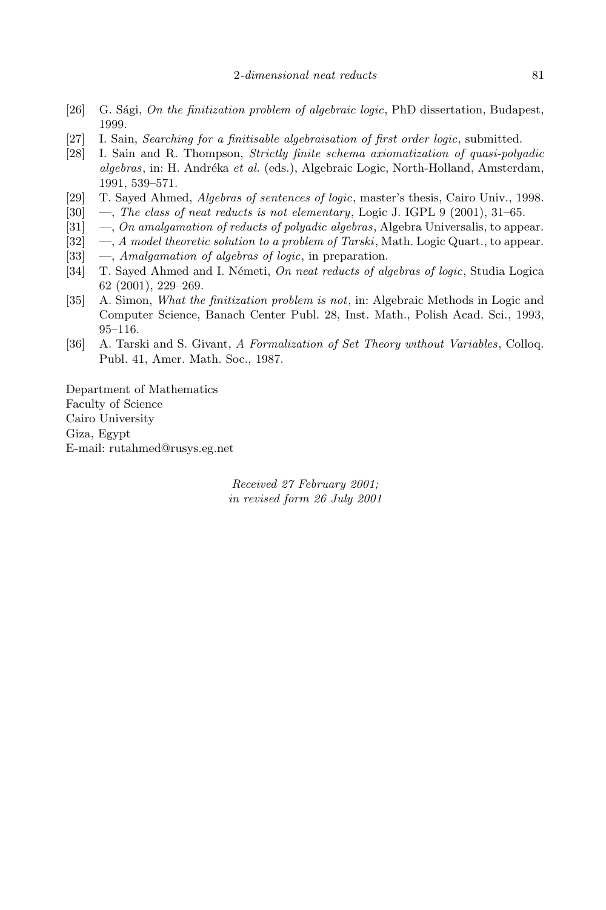[26] G. Sági, *On the finitization problem of algebraic logic*, PhD dissertation, Budapest, 1999.

[27] I. Sain, *Searching for a finitisable algebraisation of first order logic*, submitted.

[28] I. Sain and R. Thompson, *Strictly finite schema axiomatization of quasi-polyadic algebras*, in: H. Andréka *et al.* (eds.), Algebraic Logic, North-Holland, Amsterdam, 1991, 539–571.

[29] T. Sayed Ahmed, *Algebras of sentences of logic*, master's thesis, Cairo Univ., 1998.

[30] —, *The class of neat reducts is not elementary*, Logic J. IGPL 9 (2001), 31–65.

[31] —, *On amalgamation of reducts of polyadic algebras*, Algebra Universalis, to appear.

[32] —, *A model theoretic solution to a problem of Tarski*, Math. Logic Quart., to appear.

[33] —, *Amalgamation of algebras of logic*, in preparation.

[34] T. Sayed Ahmed and I. Németi, *On neat reducts of algebras of logic*, Studia Logica 62 (2001), 229–269.

[35] A. Simon, *What the finitization problem is not*, in: Algebraic Methods in Logic and Computer Science, Banach Center Publ. 28, Inst. Math., Polish Acad. Sci., 1993, 95–116.

[36] A. Tarski and S. Givant, *A Formalization of Set Theory without Variables*, Colloq. Publ. 41, Amer. Math. Soc., 1987.

Department of Mathematics
Faculty of Science
Cairo University
Giza, Egypt
E-mail: rutahmed@rusys.eg.net

*Received 27 February 2001;*
*in revised form 26 July 2001*